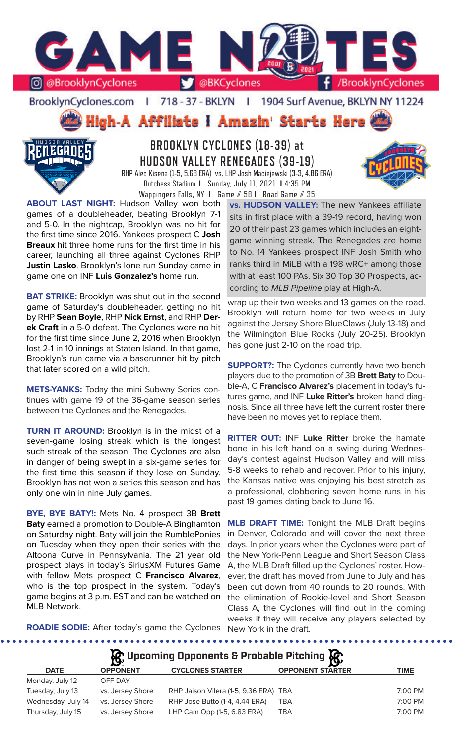# GAME NOTES

@BrooklynCyclones | @BKCyclones | /BrooklynCyclones

BrooklynCyclones.com | 718-37-BKLYN | 1904 Surf Avenue, BKLYN NY 11224

## High-A Affiliate I Amazin' Starts Here

## BROOKLYN CYCLONES (18-39) at HUDSON VALLEY RENEGADES (39-19)

RHP Alec Kisena (1-5, 5.68 ERA) vs. LHP Josh Maciejewski (3-3, 4.86 ERA)
Dutchess Stadium I Sunday, July 11, 2021 I 4:35 PM
Wappingers Falls, NY I Game # 58 I Road Game # 35

**ABOUT LAST NIGHT:** Hudson Valley won both games of a doubleheader, beating Brooklyn 7-1 and 5-0. In the nightcap, Brooklyn was no hit for the first time since 2016. Yankees prospect C **Josh Breaux** hit three home runs for the first time in his career, launching all three against Cyclones RHP **Justin Lasko**. Brooklyn's lone run Sunday came in game one on INF **Luis Gonzalez's** home run.

**BAT STRIKE:** Brooklyn was shut out in the second game of Saturday's doubleheader, getting no hit by RHP **Sean Boyle**, RHP **Nick Ernst**, and RHP **Derek Craft** in a 5-0 defeat. The Cyclones were no hit for the first time since June 2, 2016 when Brooklyn lost 2-1 in 10 innings at Staten Island. In that game, Brooklyn's run came via a baserunner hit by pitch that later scored on a wild pitch.

**METS-YANKS:** Today the mini Subway Series continues with game 19 of the 36-game season series between the Cyclones and the Renegades.

**TURN IT AROUND:** Brooklyn is in the midst of a seven-game losing streak which is the longest such streak of the season. The Cyclones are also in danger of being swept in a six-game series for the first time this season if they lose on Sunday. Brooklyn has not won a series this season and has only one win in nine July games.

**BYE, BYE BATY!:** Mets No. 4 prospect 3B **Brett Baty** earned a promotion to Double-A Binghamton on Saturday night. Baty will join the RumblePonies on Tuesday when they open their series with the Altoona Curve in Pennsylvania. The 21 year old prospect plays in today's SiriusXM Futures Game with fellow Mets prospect C **Francisco Alvarez**, who is the top prospect in the system. Today's game begins at 3 p.m. EST and can be watched on MLB Network.

**ROADIE SODIE:** After today's game the Cyclones wrap up their two weeks and 13 games on the road. Brooklyn will return home for two weeks in July against the Jersey Shore BlueClaws (July 13-18) and the Wilmington Blue Rocks (July 20-25). Brooklyn has gone just 2-10 on the road trip.

**vs. HUDSON VALLEY:** The new Yankees affiliate sits in first place with a 39-19 record, having won 20 of their past 23 games which includes an eight-game winning streak. The Renegades are home to No. 14 Yankees prospect INF Josh Smith who ranks third in MiLB with a 198 wRC+ among those with at least 100 PAs. Six 30 Top 30 Prospects, according to *MLB Pipeline* play at High-A.

**SUPPORT?:** The Cyclones currently have two bench players due to the promotion of 3B **Brett Baty** to Double-A, C **Francisco Alvarez's** placement in today's futures game, and INF **Luke Ritter's** broken hand diagnosis. Since all three have left the current roster there have been no moves yet to replace them.

**RITTER OUT:** INF **Luke Ritter** broke the hamate bone in his left hand on a swing during Wednesday's contest against Hudson Valley and will miss 5-8 weeks to rehab and recover. Prior to his injury, the Kansas native was enjoying his best stretch as a professional, clobbering seven home runs in his past 19 games dating back to June 16.

**MLB DRAFT TIME:** Tonight the MLB Draft begins in Denver, Colorado and will cover the next three days. In prior years when the Cyclones were part of the New York-Penn League and Short Season Class A, the MLB Draft filled up the Cyclones' roster. However, the draft has moved from June to July and has been cut down from 40 rounds to 20 rounds. With the elimination of Rookie-level and Short Season Class A, the Cyclones will find out in the coming weeks if they will receive any players selected by New York in the draft.

## Upcoming Opponents & Probable Pitching

| DATE | OPPONENT | CYCLONES STARTER | OPPONENT STARTER | TIME |
|---|---|---|---|---|
| Monday, July 12 | OFF DAY | | | |
| Tuesday, July 13 | vs. Jersey Shore | RHP Jaison Vilera (1-5, 9.36 ERA) | TBA | 7:00 PM |
| Wednesday, July 14 | vs. Jersey Shore | RHP Jose Butto (1-4, 4.44 ERA) | TBA | 7:00 PM |
| Thursday, July 15 | vs. Jersey Shore | LHP Cam Opp (1-5, 6.83 ERA) | TBA | 7:00 PM |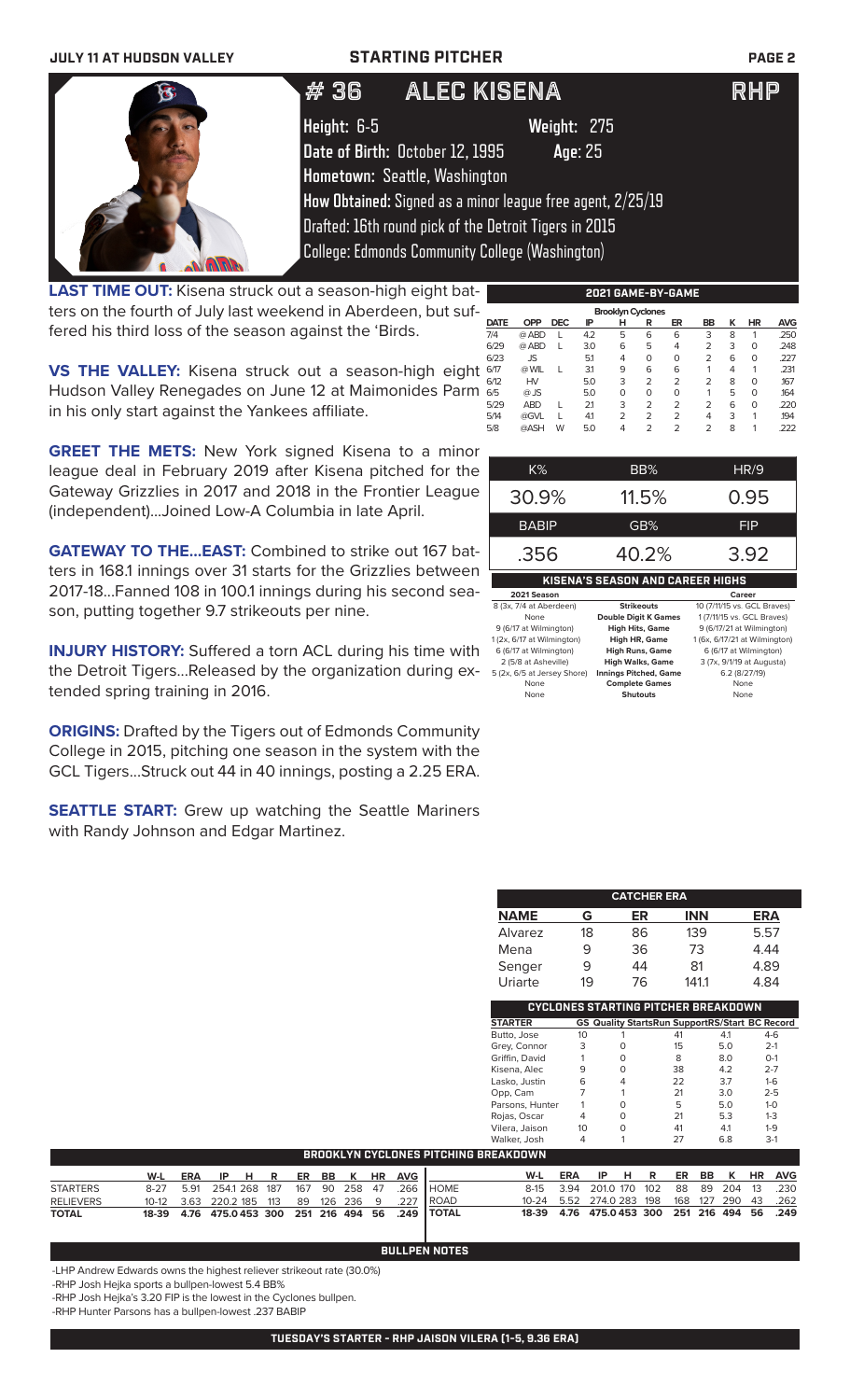**JULY 11 AT HUDSON VALLEY** **STARTING PITCHER**

# # 36 ALEC KISENA RHP

**Height:** 6-5 **Weight:** 275
**Date of Birth:** October 12, 1995 **Age:** 25
**Hometown:** Seattle, Washington
**How Obtained:** Signed as a minor league free agent, 2/25/19
Drafted: 16th round pick of the Detroit Tigers in 2015
College: Edmonds Community College (Washington)

**LAST TIME OUT:** Kisena struck out a season-high eight batters on the fourth of July last weekend in Aberdeen, but suffered his third loss of the season against the 'Birds.

**VS THE VALLEY:** Kisena struck out a season-high eight Hudson Valley Renegades on June 12 at Maimonides Park in his only start against the Yankees affiliate.

**GREET THE METS:** New York signed Kisena to a minor league deal in February 2019 after Kisena pitched for the Gateway Grizzlies in 2017 and 2018 in the Frontier League (independent)...Joined Low-A Columbia in late April.

**GATEWAY TO THE...EAST:** Combined to strike out 167 batters in 168.1 innings over 31 starts for the Grizzlies between 2017-18...Fanned 108 in 100.1 innings during his second season, putting together 9.7 strikeouts per nine.

**INJURY HISTORY:** Suffered a torn ACL during his time with the Detroit Tigers...Released by the organization during extended spring training in 2016.

**ORIGINS:** Drafted by the Tigers out of Edmonds Community College in 2015, pitching one season in the system with the GCL Tigers...Struck out 44 in 40 innings, posting a 2.25 ERA.

**SEATTLE START:** Grew up watching the Seattle Mariners with Randy Johnson and Edgar Martinez.

**2021 GAME-BY-GAME**

| Brooklyn Cyclones | | | | | | | | | | |
|---|---|---|---|---|---|---|---|---|---|---|
| DATE | OPP | DEC | IP | H | R | ER | BB | K | HR | AVG |
| 7/4 | @ ABD | L | 4.2 | 5 | 6 | 6 | 3 | 8 | 1 | .250 |
| 6/29 | @ ABD | L | 3.0 | 6 | 5 | 4 | 2 | 3 | 0 | .248 |
| 6/23 | JS | | 5.1 | 4 | 0 | 0 | 2 | 6 | 0 | .227 |
| 6/17 | @ WIL | L | 3.1 | 9 | 6 | 6 | 1 | 4 | 1 | .231 |
| 6/12 | HV | | 5.0 | 3 | 2 | 2 | 2 | 8 | 0 | .167 |
| 6/5 | @ JS | | 5.0 | 0 | 0 | 0 | 1 | 5 | 0 | .164 |
| 5/29 | ABD | L | 2.1 | 3 | 2 | 2 | 2 | 6 | 0 | .220 |
| 5/14 | @GVL | L | 4.1 | 2 | 2 | 2 | 4 | 3 | 1 | .194 |
| 5/8 | @ASH | W | 5.0 | 4 | 2 | 2 | 2 | 8 | 1 | .222 |

| K% | BB% | HR/9 |
|---|---|---|
| 30.9% | 11.5% | 0.95 |
| **BABIP** | **GB%** | **FIP** |
| .356 | 40.2% | 3.92 |

**KISENA'S SEASON AND CAREER HIGHS**

| 2021 Season | | Career |
|---|---|---|
| 8 (3x, 7/4 at Aberdeen) | Strikeouts | 10 (7/11/15 vs. GCL Braves) |
| None | Double Digit K Games | 1 (7/11/15 vs. GCL Braves) |
| 9 (6/17 at Wilmington) | High Hits, Game | 9 (6/17/21 at Wilmington) |
| 1 (2x, 6/17 at Wilmington) | High HR, Game | 1 (6x, 6/17/21 at Wilmington) |
| 6 (6/17 at Wilmington) | High Runs, Game | 6 (6/17 at Wilmington) |
| 2 (5/8 at Asheville) | High Walks, Game | 3 (7x, 9/1/19 at Augusta) |
| 5 (2x, 6/5 at Jersey Shore) | Innings Pitched, Game | 6.2 (8/27/19) |
| None | Complete Games | None |
| None | Shutouts | None |

**CATCHER ERA**

| NAME | G | ER | INN | ERA |
|---|---|---|---|---|
| Alvarez | 18 | 86 | 139 | 5.57 |
| Mena | 9 | 36 | 73 | 4.44 |
| Senger | 9 | 44 | 81 | 4.89 |
| Uriarte | 19 | 76 | 141.1 | 4.84 |

**CYCLONES STARTING PITCHER BREAKDOWN**

| STARTER | GS | Quality Starts | Run Support | RS/Start | BC Record |
|---|---|---|---|---|---|
| Butto, Jose | 10 | 1 | 41 | 4.1 | 4-6 |
| Grey, Connor | 3 | 0 | 15 | 5.0 | 2-1 |
| Griffin, David | 1 | 0 | 8 | 8.0 | 0-1 |
| Kisena, Alec | 9 | 0 | 38 | 4.2 | 2-7 |
| Lasko, Justin | 6 | 4 | 22 | 3.7 | 1-6 |
| Opp, Cam | 7 | 1 | 21 | 3.0 | 2-5 |
| Parsons, Hunter | 1 | 0 | 5 | 5.0 | 1-0 |
| Rojas, Oscar | 4 | 0 | 21 | 5.3 | 1-3 |
| Vilera, Jaison | 10 | 0 | 41 | 4.1 | 1-9 |
| Walker, Josh | 4 | 1 | 27 | 6.8 | 3-1 |

**BROOKLYN CYCLONES PITCHING BREAKDOWN**

| | W-L | ERA | IP | H | R | ER | BB | K | HR | AVG |
|---|---|---|---|---|---|---|---|---|---|---|
| STARTERS | 8-27 | 5.91 | 254.1 | 268 | 187 | 167 | 90 | 258 | 47 | .266 |
| RELIEVERS | 10-12 | 3.63 | 220.2 | 185 | 113 | 89 | 126 | 236 | 9 | .227 |
| TOTAL | 18-39 | 4.76 | 475.0 | 453 | 300 | 251 | 216 | 494 | 56 | .249 |

| | W-L | ERA | IP | H | R | ER | BB | K | HR | AVG |
|---|---|---|---|---|---|---|---|---|---|---|
| HOME | 8-15 | 3.94 | 201.0 | 170 | 102 | 88 | 89 | 204 | 13 | .230 |
| ROAD | 10-24 | 5.52 | 274.0 | 283 | 198 | 168 | 127 | 290 | 43 | .262 |
| TOTAL | 18-39 | 4.76 | 475.0 | 453 | 300 | 251 | 216 | 494 | 56 | .249 |

**BULLPEN NOTES**

-LHP Andrew Edwards owns the highest reliever strikeout rate (30.0%)
-RHP Josh Hejka sports a bullpen-lowest 5.4 BB%
-RHP Josh Hejka's 3.20 FIP is the lowest in the Cyclones bullpen.
-RHP Hunter Parsons has a bullpen-lowest .237 BABIP

**TUESDAY'S STARTER - RHP JAISON VILERA (1-5, 9.36 ERA)**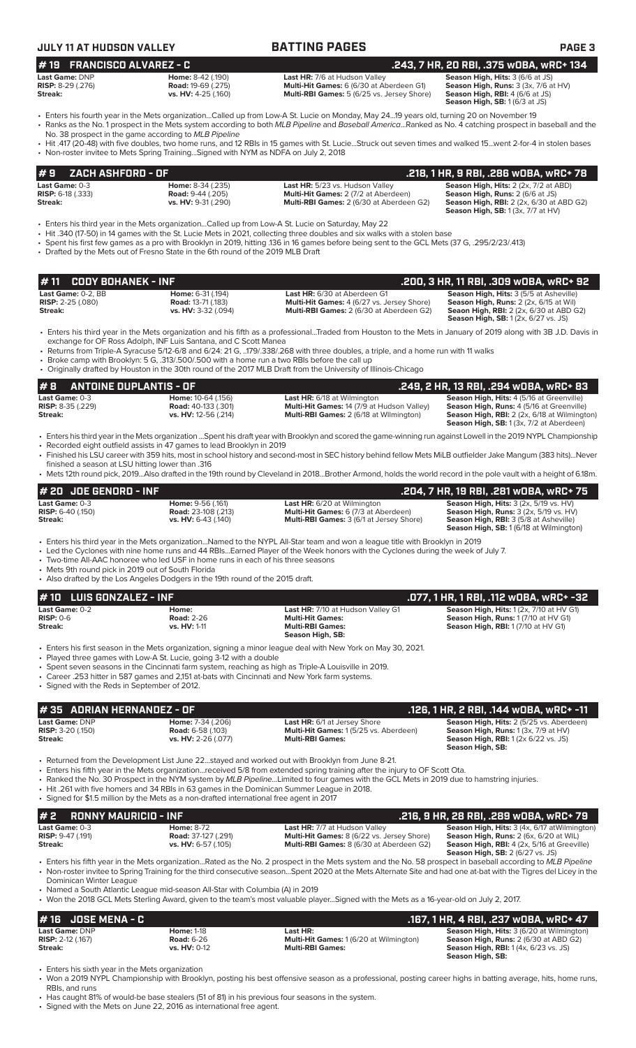## # 19 FRANCISCO ALVAREZ - C .243, 7 HR, 20 RBI, .375 wOBA, wRC+ 134

**Last Game:** DNP
**RISP:** 8-29 (.276)
**Streak:**

**Home:** 8-42 (.190)
**Road:** 19-69 (.275)
**vs. HV:** 4-25 (.160)

**Last HR:** 7/6 at Hudson Valley
**Multi-Hit Games:** 6 (6/30 at Aberdeen G1)
**Multi-RBI Games:** 5 (6/25 vs. Jersey Shore)

**Season High, Hits:** 3 (6/6 at JS)
**Season High, Runs:** 3 (3x, 7/6 at HV)
**Season High, RBI:** 4 (6/6 at JS)
**Season High, SB:** 1 (6/3 at JS)

- Enters his fourth year in the Mets organization...Called up from Low-A St. Lucie on Monday, May 24...19 years old, turning 20 on November 19
- Ranks as the No. 1 prospect in the Mets system according to both *MLB Pipeline* and *Baseball America*...Ranked as No. 4 catching prospect in baseball and the No. 38 prospect in the game according to *MLB Pipeline*
- Hit .417 (20-48) with five doubles, two home runs, and 12 RBIs in 15 games with St. Lucie...Struck out seven times and walked 15...went 2-for-4 in stolen bases
- Non-roster invitee to Mets Spring Training...Signed with NYM as NDFA on July 2, 2018

## # 9 ZACH ASHFORD - OF .218, 1 HR, 9 RBI, .286 wOBA, wRC+ 78

**Last Game:** 0-3
**RISP:** 6-18 (.333)
**Streak:**

**Home:** 8-34 (.235)
**Road:** 9-44 (.205)
**vs. HV:** 9-31 (.290)

**Last HR:** 5/23 vs. Hudson Valley
**Multi-Hit Games:** 2 (7/2 at Aberdeen)
**Multi-RBI Games:** 2 (6/30 at Aberdeen G2)

**Season High, Hits:** 2 (2x, 7/2 at ABD)
**Season High, Runs:** 2 (6/6 at JS)
**Season High, RBI:** 2 (2x, 6/30 at ABD G2)
**Season High, SB:** 1 (3x, 7/7 at HV)

- Enters his third year in the Mets organization...Called up from Low-A St. Lucie on Saturday, May 22
- Hit .340 (17-50) in 14 games with the St. Lucie Mets in 2021, collecting three doubles and six walks with a stolen base
- Spent his first few games as a pro with Brooklyn in 2019, hitting .136 in 16 games before being sent to the GCL Mets (37 G, .295/2/23/.413)
- Drafted by the Mets out of Fresno State in the 6th round of the 2019 MLB Draft

## # 11 CODY BOHANEK - INF .200, 3 HR, 11 RBI, .309 wOBA, wRC+ 92

**Last Game:** 0-2, BB
**RISP:** 2-25 (.080)
**Streak:**

**Home:** 6-31 (.194)
**Road:** 13-71 (.183)
**vs. HV:** 3-32 (.094)

**Last HR:** 6/30 at Aberdeen G1
**Multi-Hit Games:** 4 (6/27 vs. Jersey Shore)
**Multi-RBI Games:** 2 (6/30 at Aberdeen G2)

**Season High, Hits:** 3 (5/5 at Asheville)
**Season High, Runs:** 2 (2x, 6/15 at Wil)
**Seaon High, RBI:** 2 (2x, 6/30 at ABD G2)
**Season High, SB:** 1 (2x, 6/27 vs. JS)

- Enters his third year in the Mets organization and his fifth as a professional...Traded from Houston to the Mets in January of 2019 along with 3B J.D. Davis in exchange for OF Ross Adolph, INF Luis Santana, and C Scott Manea
- Returns from Triple-A Syracuse 5/12-6/8 and 6/24: 21 G, ..179/.338/.268 with three doubles, a triple, and a home run with 11 walks
- Broke camp with Brooklyn: 5 G, .313/.500/.500 with a home run a two RBIs before the call up
- Originally drafted by Houston in the 30th round of the 2017 MLB Draft from the University of Illinois-Chicago

## # 8 ANTOINE DUPLANTIS - OF .249, 2 HR, 13 RBI, .294 wOBA, wRC+ 83

**Last Game:** 0-3
**RISP:** 8-35 (.229)
**Streak:**

**Home:** 10-64 (.156)
**Road:** 40-133 (.301)
**vs. HV:** 12-56 (.214)

**Last HR:** 6/18 at Wilmington
**Multi-Hit Games:** 14 (7/9 at Hudson Valley)
**Multi-RBI Games:** 2 (6/18 at Wilmington)

**Season High, Hits:** 4 (5/16 at Greenville)
**Season High, Runs:** 4 (5/16 at Greenville)
**Season High, RBI:** 2 (2x, 6/18 at Wilmington)
**Season High, SB:** 1 (3x, 7/2 at Aberdeen)

- Enters his third year in the Mets organization ...Spent his draft year with Brooklyn and scored the game-winning run against Lowell in the 2019 NYPL Championship
- Recorded eight outfield assists in 47 games to lead Brooklyn in 2019
- Finished his LSU career with 359 hits, most in school history and second-most in SEC history behind fellow Mets MiLB outfielder Jake Mangum (383 hits)...Never finished a season at LSU hitting lower than .316
- Mets 12th round pick, 2019...Also drafted in the 19th round by Cleveland in 2018...Brother Armond, holds the world record in the pole vault with a height of 6.18m.

## # 20 JOE GENORD - INF .204, 7 HR, 19 RBI, .281 wOBA, wRC+ 75

**Last Game:** 0-3
**RISP:** 6-40 (.150)
**Streak:**

**Home:** 9-56 (.161)
**Road:** 23-108 (.213)
**vs. HV:** 6-43 (.140)

**Last HR:** 6/20 at Wilmington
**Multi-Hit Games:** 6 (7/3 at Aberdeen)
**Multi-RBI Games:** 3 (6/1 at Jersey Shore)

**Season High, Hits:** 3 (2x, 5/19 vs. HV)
**Season High, Runs:** 3 (2x, 5/19 vs. HV)
**Season High, RBI:** 3 (5/8 at Asheville)
**Season High, SB:** 1 (6/18 at Wilmington)

- Enters his third year in the Mets organization...Named to the NYPL All-Star team and won a league title with Brooklyn in 2019
- Led the Cyclones with nine home runs and 44 RBIs...Earned Player of the Week honors with the Cyclones during the week of July 7.
- Two-time All-AAC honoree who led USF in home runs in each of his three seasons
- Mets 9th round pick in 2019 out of South Florida
- Also drafted by the Los Angeles Dodgers in the 19th round of the 2015 draft.

## # 10 LUIS GONZALEZ - INF .077, 1 HR, 1 RBI, .112 wOBA, wRC+ -32

**Last Game:** 0-2
**RISP:** 0-6
**Streak:**

**Home:**
**Road:** 2-26
**vs. HV:** 1-11

**Last HR:** 7/10 at Hudson Valley G1
**Multi-Hit Games:**
**Multi-RBI Games:**
**Season High, SB:**

**Season High, Hits:** 1 (2x, 7/10 at HV G1)
**Season High, Runs:** 1 (7/10 at HV G1)
**Season High, RBI:** 1 (7/10 at HV G1)

- Enters his first season in the Mets organization, signing a minor league deal with New York on May 30, 2021.
- Played three games with Low-A St. Lucie, going 3-12 with a double
- Spent seven seasons in the Cincinnati farm system, reaching as high as Triple-A Louisville in 2019.
- Career .253 hitter in 587 games and 2,151 at-bats with Cincinnati and New York farm systems.
- Signed with the Reds in September of 2012.

## # 35 ADRIAN HERNANDEZ - OF .126, 1 HR, 2 RBI, .144 wOBA, wRC+ -11

**Last Game:** DNP
**RISP:** 3-20 (.150)
**Streak:**

**Home:** 7-34 (.206)
**Road:** 6-58 (.103)
**vs. HV:** 2-26 (.077)

**Last HR:** 6/1 at Jersey Shore
**Multi-Hit Games:** 1 (5/25 vs. Aberdeen)
**Multi-RBI Games:**

**Season High, Hits:** 2 (5/25 vs. Aberdeen)
**Season High, Runs:** 1 (3x, 7/9 at HV)
**Season High, RBI:** 1 (2x 6/22 vs. JS)
**Season High, SB:**

- Returned from the Development List June 22...stayed and worked out with Brooklyn from June 8-21.
- Enters his fifth year in the Mets organization...received 5/8 from extended spring training after the injury to OF Scott Ota.
- Ranked the No. 30 Prospect in the NYM system by *MLB Pipeline*...Limited to four games with the GCL Mets in 2019 due to hamstring injuries.
- Hit .261 with five homers and 34 RBIs in 63 games in the Dominican Summer League in 2018.
- Signed for $1.5 million by the Mets as a non-drafted international free agent in 2017

## # 2 RONNY MAURICIO - INF .216, 9 HR, 28 RBI, .289 wOBA, wRC+ 79

**Last Game:** 0-3
**RISP:** 9-47 (.191)
**Streak:**

**Home:** 8-72
**Road:** 37-127 (.291)
**vs. HV:** 6-57 (.105)

**Last HR:** 7/7 at Hudson Valley
**Multi-Hit Games:** 8 (6/22 vs. Jersey Shore)
**Multi-RBI Games:** 8 (6/30 at Aberdeen G2)

**Season High, Hits:** 3 (4x, 6/11 at Wilmington)
**Season High, Runs:** 2 (6x, 6/20 at WIL)
**Season High, RBI:** 4 (2x, 5/16 at Greeville)
**Season High, SB:** 2 (6/27 vs. JS)

- Enters his fifth year in the Mets organization...Rated as the No. 2 prospect in the Mets system and the No. 58 prospect in baseball according to *MLB Pipeline*
- Non-roster invitee to Spring Training for the third consecutive season...Spent 2020 at the Mets Alternate Site and had one at-bat with the Tigres del Licey in the Dominican Winter League
- Named a South Atlantic League mid-season All-Star with Columbia (A) in 2019
- Won the 2018 GCL Mets Sterling Award, given to the team's most valuable player...Signed with the Mets as a 16-year-old on July 2, 2017.

## # 16 JOSE MENA - C .167, 1 HR, 4 RBI, .237 wOBA, wRC+ 47

**Last Game:** DNP
**RISP:** 2-12 (.167)
**Streak:**

**Home:** 1-18
**Road:** 6-26
**vs. HV:** 0-12

**Last HR:**
**Multi-Hit Games:** 1 (6/20 at Wilmington)
**Multi-RBI Games:**

**Season High, Hits:** 3 (6/20 at Wilmington)
**Season High, Runs:** 2 (6/30 at ABD G2)
**Season High, RBI:** 1 (4x, 6/23 vs. JS)
**Season High, SB:**

- Enters his sixth year in the Mets organization
- Won a 2019 NYPL Championship with Brooklyn, posting his best offensive season as a professional, posting career highs in batting average, hits, home runs, RBIs, and runs
- Has caught 81% of would-be base stealers (51 of 81) in his previous four seasons in the system.
- Signed with the Mets on June 22, 2016 as international free agent.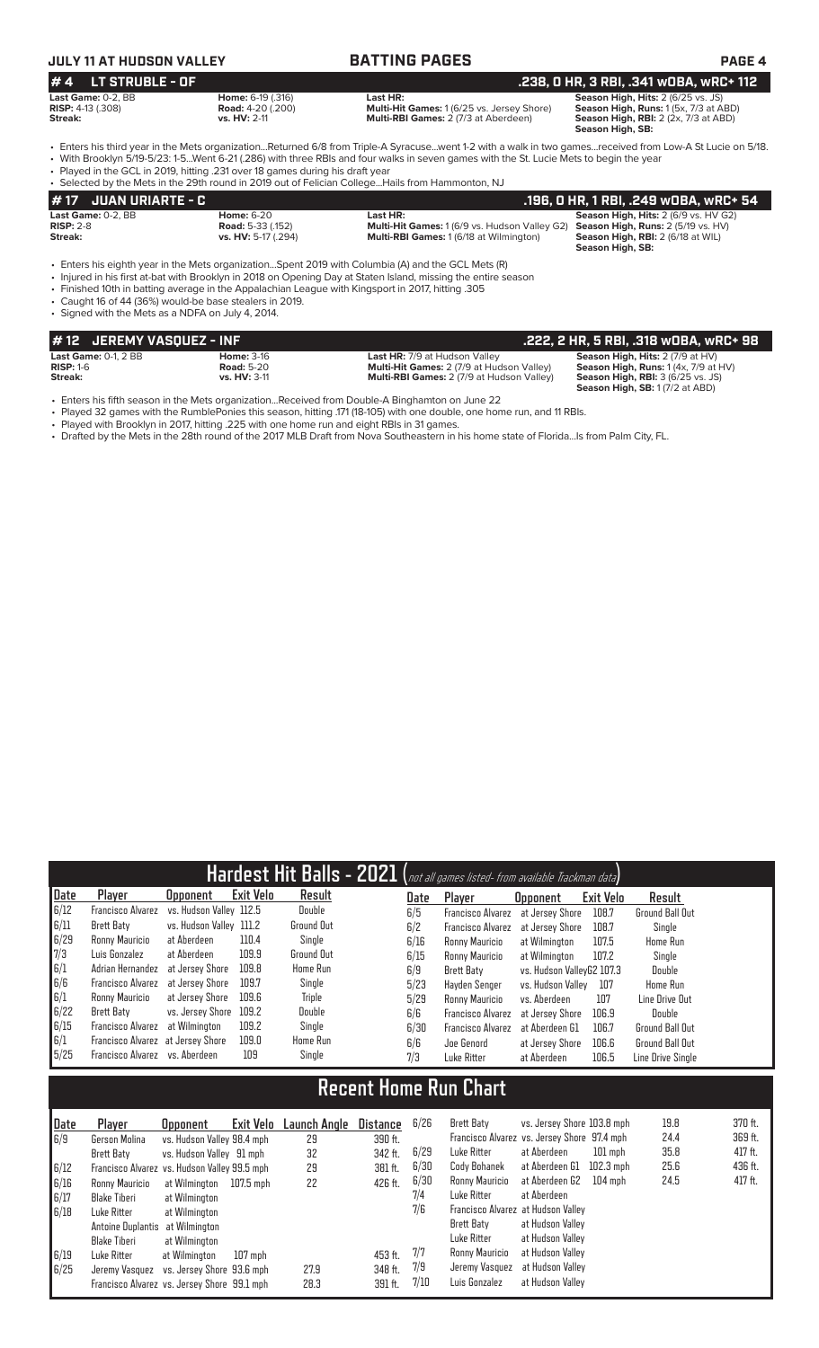JULY 11 AT HUDSON VALLEY — BATTING PAGES

## # 4 LT STRUBLE - OF
**.238, 0 HR, 3 RBI, .341 wOBA, wRC+ 112**

**Last Game:** 0-2, BB
**RISP:** 4-13 (.308)
**Streak:**

**Home:** 6-19 (.316)
**Road:** 4-20 (.200)
**vs. HV:** 2-11

**Last HR:**
**Multi-Hit Games:** 1 (6/25 vs. Jersey Shore)
**Multi-RBI Games:** 2 (7/3 at Aberdeen)

**Season High, Hits:** 2 (6/25 vs. JS)
**Season High, Runs:** 1 (5x, 7/3 at ABD)
**Season High, RBI:** 2 (2x, 7/3 at ABD)
**Season High, SB:**

- Enters his third year in the Mets organization...Returned 6/8 from Triple-A Syracuse...went 1-2 with a walk in two games...received from Low-A St Lucie on 5/18.
- With Brooklyn 5/19-5/23: 1-5...Went 6-21 (.286) with three RBIs and four walks in seven games with the St. Lucie Mets to begin the year
- Played in the GCL in 2019, hitting .231 over 18 games during his draft year
- Selected by the Mets in the 29th round in 2019 out of Felician College...Hails from Hammonton, NJ

## # 17 JUAN URIARTE - C
**.196, 0 HR, 1 RBI, .249 wOBA, wRC+ 54**

**Last Game:** 0-2, BB
**RISP:** 2-8
**Streak:**

**Home:** 6-20
**Road:** 5-33 (.152)
**vs. HV:** 5-17 (.294)

**Last HR:**
**Multi-Hit Games:** 1 (6/9 vs. Hudson Valley G2)
**Multi-RBI Games:** 1 (6/18 at Wilmington)

**Season High, Hits:** 2 (6/9 vs. HV G2)
**Season High, Runs:** 2 (5/19 vs. HV)
**Season High, RBI:** 2 (6/18 at WIL)
**Season High, SB:**

- Enters his eighth year in the Mets organization...Spent 2019 with Columbia (A) and the GCL Mets (R)
- Injured in his first at-bat with Brooklyn in 2018 on Opening Day at Staten Island, missing the entire season
- Finished 10th in batting average in the Appalachian League with Kingsport in 2017, hitting .305
- Caught 16 of 44 (36%) would-be base stealers in 2019.
- Signed with the Mets as a NDFA on July 4, 2014.

## # 12 JEREMY VASQUEZ - INF
**.222, 2 HR, 5 RBI, .318 wOBA, wRC+ 98**

**Last Game:** 0-1, 2 BB
**RISP:** 1-6
**Streak:**

**Home:** 3-16
**Road:** 5-20
**vs. HV:** 3-11

**Last HR:** 7/9 at Hudson Valley
**Multi-Hit Games:** 2 (7/9 at Hudson Valley)
**Multi-RBI Games:** 2 (7/9 at Hudson Valley)

**Season High, Hits:** 2 (7/9 at HV)
**Season High, Runs:** 1 (4x, 7/9 at HV)
**Season High, RBI:** 3 (6/25 vs. JS)
**Season High, SB:** 1 (7/2 at ABD)

- Enters his fifth season in the Mets organization...Received from Double-A Binghamton on June 22
- Played 32 games with the RumblePonies this season, hitting .171 (18-105) with one double, one home run, and 11 RBIs.
- Played with Brooklyn in 2017, hitting .225 with one home run and eight RBIs in 31 games.
- Drafted by the Mets in the 28th round of the 2017 MLB Draft from Nova Southeastern in his home state of Florida...Is from Palm City, FL.

## Hardest Hit Balls - 2021 (not all games listed- from available Trackman data)

| Date | Player | Opponent | Exit Velo | Result |
|---|---|---|---|---|
| 6/12 | Francisco Alvarez | vs. Hudson Valley | 112.5 | Double |
| 6/11 | Brett Baty | vs. Hudson Valley | 111.2 | Ground Out |
| 6/29 | Ronny Mauricio | at Aberdeen | 110.4 | Single |
| 7/3 | Luis Gonzalez | at Aberdeen | 109.9 | Ground Out |
| 6/1 | Adrian Hernandez | at Jersey Shore | 109.8 | Home Run |
| 6/6 | Francisco Alvarez | at Jersey Shore | 109.7 | Single |
| 6/1 | Ronny Mauricio | at Jersey Shore | 109.6 | Triple |
| 6/22 | Brett Baty | vs. Jersey Shore | 109.2 | Double |
| 6/15 | Francisco Alvarez | at Wilmington | 109.2 | Single |
| 6/1 | Francisco Alvarez | at Jersey Shore | 109.0 | Home Run |
| 5/25 | Francisco Alvarez | vs. Aberdeen | 109 | Single |
| 6/5 | Francisco Alvarez | at Jersey Shore | 108.7 | Ground Ball Out |
| 6/2 | Francisco Alvarez | at Jersey Shore | 108.7 | Single |
| 6/16 | Ronny Mauricio | at Wilmington | 107.5 | Home Run |
| 6/15 | Ronny Mauricio | at Wilmington | 107.2 | Single |
| 6/9 | Brett Baty | vs. Hudson Valley G2 | 107.3 | Double |
| 5/23 | Hayden Senger | vs. Hudson Valley | 107 | Home Run |
| 5/29 | Ronny Mauricio | vs. Aberdeen | 107 | Line Drive Out |
| 6/6 | Francisco Alvarez | at Jersey Shore | 106.9 | Double |
| 6/30 | Francisco Alvarez | at Aberdeen G1 | 106.7 | Ground Ball Out |
| 6/6 | Joe Genord | at Jersey Shore | 106.6 | Ground Ball Out |
| 7/3 | Luke Ritter | at Aberdeen | 106.5 | Line Drive Single |

## Recent Home Run Chart

| Date | Player | Opponent | Exit Velo | Launch Angle | Distance |
|---|---|---|---|---|---|
| 6/9 | Gerson Molina | vs. Hudson Valley | 98.4 mph | 29 | 390 ft. |
| | Brett Baty | vs. Hudson Valley | 91 mph | 32 | 342 ft. |
| 6/12 | Francisco Alvarez | vs. Hudson Valley | 99.5 mph | 29 | 381 ft. |
| 6/16 | Ronny Mauricio | at Wilmington | 107.5 mph | 22 | 426 ft. |
| 6/17 | Blake Tiberi | at Wilmington | | | |
| 6/18 | Luke Ritter | at Wilmington | | | |
| | Antoine Duplantis | at Wilmington | | | |
| | Blake Tiberi | at Wilmington | | | |
| 6/19 | Luke Ritter | at Wilmington | 107 mph | | 453 ft. |
| 6/25 | Jeremy Vasquez | vs. Jersey Shore | 93.6 mph | 27.9 | 348 ft. |
| | Francisco Alvarez | vs. Jersey Shore | 99.1 mph | 28.3 | 391 ft. |
| 6/26 | Brett Baty | vs. Jersey Shore | 103.8 mph | 19.8 | 370 ft. |
| | Francisco Alvarez | vs. Jersey Shore | 97.4 mph | 24.4 | 369 ft. |
| 6/29 | Luke Ritter | at Aberdeen | 101 mph | 35.8 | 417 ft. |
| 6/30 | Cody Bohanek | at Aberdeen G1 | 102.3 mph | 25.6 | 436 ft. |
| 6/30 | Ronny Mauricio | at Aberdeen G2 | 104 mph | 24.5 | 417 ft. |
| 7/4 | Luke Ritter | at Aberdeen | | | |
| 7/6 | Francisco Alvarez | at Hudson Valley | | | |
| | Brett Baty | at Hudson Valley | | | |
| | Luke Ritter | at Hudson Valley | | | |
| 7/7 | Ronny Mauricio | at Hudson Valley | | | |
| 7/9 | Jeremy Vasquez | at Hudson Valley | | | |
| 7/10 | Luis Gonzalez | at Hudson Valley | | | |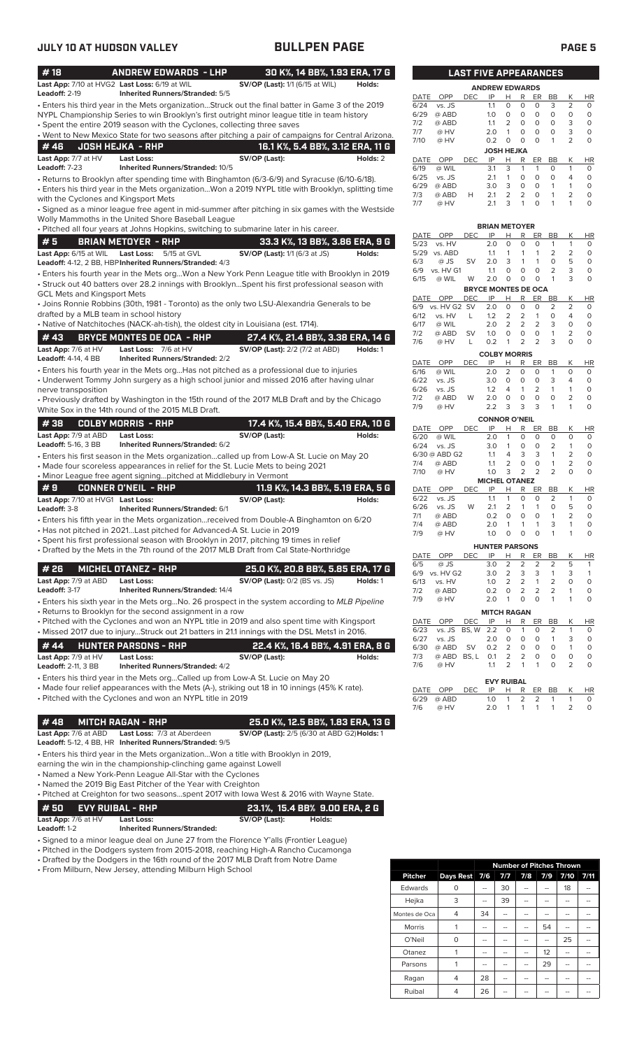**JULY 10 AT HUDSON VALLEY** | **BULLPEN PAGE**

## #18 ANDREW EDWARDS - LHP — 30 K%, 14 BB%, 1.93 ERA, 17 G

**Last App:** 7/10 at HVG2 **Last Loss:** 6/19 at WIL **SV/OP (Last):** 1/1 (6/15 at WIL) **Holds:**
**Leadoff:** 2-19 **Inherited Runners/Stranded:** 5/5

- Enters his third year in the Mets organization...Struck out the final batter in Game 3 of the 2019 NYPL Championship Series to win Brooklyn's first outright minor league title in team history
- Spent the entire 2019 season with the Cyclones, collecting three saves
- Went to New Mexico State for two seasons after pitching a pair of campaigns for Central Arizona.

## #46 JOSH HEJKA - RHP — 16.1 K%, 5.4 BB%, 3.12 ERA, 11 G

**Last App:** 7/7 at HV **Last Loss:** **SV/OP (Last):** **Holds:** 2
**Leadoff:** 7-23 **Inherited Runners/Stranded:** 10/5

- Returns to Brooklyn after spending time with Binghamton (6/3-6/9) and Syracuse (6/10-6/18).
- Enters his third year in the Mets organization...Won a 2019 NYPL title with Brooklyn, splitting time with the Cyclones and Kingsport Mets
- Signed as a minor league free agent in mid-summer after pitching in six games with the Westside Wolly Mammoths in the United Shore Baseball League
- Pitched all four years at Johns Hopkins, switching to submarine later in his career.

## #5 BRIAN METOYER - RHP — 33.3 K%, 13 BB%, 3.86 ERA, 9 G

**Last App:** 6/15 at WIL **Last Loss:** 5/15 at GVL **SV/OP (Last):** 1/1 (6/3 at JS) **Holds:**
**Leadoff:** 4-12, 2 BB, HBP **Inherited Runners/Stranded:** 4/3

- Enters his fourth year in the Mets org...Won a New York Penn League title with Brooklyn in 2019
- Struck out 40 batters over 28.2 innings with Brooklyn...Spent his first professional season with GCL Mets and Kingsport Mets
- Joins Ronnie Robbins (30th, 1981 - Toronto) as the only two LSU-Alexandria Generals to be drafted by a MLB team in school history
- Native of Natchitoches (NACK-ah-tish), the oldest city in Louisiana (est. 1714).

## #43 BRYCE MONTES DE OCA - RHP — 27.4 K%, 21.4 BB%, 3.38 ERA, 14 G

**Last App:** 7/6 at HV **Last Loss:** 7/6 at HV **SV/OP (Last):** 2/2 (7/2 at ABD) **Holds:** 1
**Leadoff:** 4-14, 4 BB **Inherited Runners/Stranded:** 2/2

- Enters his fourth year in the Mets org...Has not pitched as a professional due to injuries
- Underwent Tommy John surgery as a high school junior and missed 2016 after having ulnar nerve transposition
- Previously drafted by Washington in the 15th round of the 2017 MLB Draft and by the Chicago White Sox in the 14th round of the 2015 MLB Draft.

## #38 COLBY MORRIS - RHP — 17.4 K%, 15.4 BB%, 5.40 ERA, 10 G

**Last App:** 7/9 at ABD **Last Loss:** **SV/OP (Last):** **Holds:**
**Leadoff:** 5-16, 3 BB **Inherited Runners/Stranded:** 6/2

- Enters his first season in the Mets organization...called up from Low-A St. Lucie on May 20
- Made four scoreless appearances in relief for the St. Lucie Mets to being 2021
- Minor League free agent signing...pitched at Middlebury in Vermont

## #9 CONNER O'NEIL - RHP — 11.9 K%, 14.3 BB%, 5.19 ERA, 5 G

**Last App:** 7/10 at HVG1 **Last Loss:** **SV/OP (Last):** **Holds:**
**Leadoff:** 3-8 **Inherited Runners/Stranded:** 6/1

- Enters his fifth year in the Mets organization...received from Double-A Binghamton on 6/20
- Has not pitched in 2021...Last pitched for Advanced-A St. Lucie in 2019
- Spent his first professional season with Brooklyn in 2017, pitching 19 times in relief
- Drafted by the Mets in the 7th round of the 2017 MLB Draft from Cal State-Northridge

## #26 MICHEL OTANEZ - RHP — 25.0 K%, 20.8 BB%, 5.85 ERA, 17 G

**Last App:** 7/9 at ABD **Last Loss:** **SV/OP (Last):** 0/2 (BS vs. JS) **Holds:** 1
**Leadoff:** 3-17 **Inherited Runners/Stranded:** 14/4

- Enters his sixth year in the Mets org...No. 26 prospect in the system according to *MLB Pipeline*
- Returns to Brooklyn for the second assignment in a row
- Pitched with the Cyclones and won an NYPL title in 2019 and also spent time with Kingsport
- Missed 2017 due to injury...Struck out 21 batters in 21.1 innings with the DSL Mets1 in 2016.

## #44 HUNTER PARSONS - RHP — 22.4 K%, 16.4 BB%, 4.91 ERA, 8 G

**Last App:** 7/9 at ABD **Last Loss:** **SV/OP (Last):** **Holds:**
**Leadoff:** 2-11, 3 BB **Inherited Runners/Stranded:** 4/2

- Enters his third year in the Mets org...Called up from Low-A St. Lucie on May 20
- Made four relief appearances with the Mets (A-), striking out 18 in 10 innings (45% K rate).
- Pitched with the Cyclones and won an NYPL title in 2019

## #48 MITCH RAGAN - RHP — 25.0 K%, 12.5 BB%, 1.83 ERA, 13 G

**Last App:** 7/6 at ABD **Last Loss:** 7/3 at Aberdeen **SV/OP (Last):** 2/5 (6/30 at ABD G2) **Holds:** 1
**Leadoff:** 5-12, 4 BB, HR **Inherited Runners/Stranded:** 9/5

- Enters his third year in the Mets organization...Won a title with Brooklyn in 2019, earning the win in the championship-clinching game against Lowell
- Named a New York-Penn League All-Star with the Cyclones
- Named the 2019 Big East Pitcher of the Year with Creighton
- Pitched at Creighton for two seasons...spent 2017 with Iowa West & 2016 with Wayne State.

## #50 EVY RUIBAL - RHP — 23.1%, 15.4 BB% 9.00 ERA, 2 G

**Last App:** 7/6 at HV **Last Loss:** **SV/OP (Last):** **Holds:**
**Leadoff:** 1-2 **Inherited Runners/Stranded:**

- Signed to a minor league deal on June 27 from the Florence Y'alls (Frontier League)
- Pitched in the Dodgers system from 2015-2018, reaching High-A Rancho Cucamonga
- Drafted by the Dodgers in the 16th round of the 2017 MLB Draft from Notre Dame
- From Milburn, New Jersey, attending Milburn High School

## LAST FIVE APPEARANCES

**ANDREW EDWARDS**

| DATE | OPP | DEC | IP | H | R | ER | BB | K | HR |
|---|---|---|---|---|---|---|---|---|---|
| 6/24 | vs. JS | | 1.1 | 0 | 0 | 0 | 3 | 2 | 0 |
| 6/29 | @ ABD | | 1.0 | 0 | 0 | 0 | 0 | 0 | 0 |
| 7/2 | @ ABD | | 1.1 | 2 | 0 | 0 | 0 | 3 | 0 |
| 7/7 | @ HV | | 2.0 | 1 | 0 | 0 | 0 | 3 | 0 |
| 7/10 | @ HV | | 0.2 | 0 | 0 | 0 | 1 | 2 | 0 |

**JOSH HEJKA**

| DATE | OPP | DEC | IP | H | R | ER | BB | K | HR |
|---|---|---|---|---|---|---|---|---|---|
| 6/19 | @ WIL | | 3.1 | 3 | 1 | 1 | 0 | 1 | 0 |
| 6/25 | vs. JS | | 2.1 | 1 | 0 | 0 | 0 | 4 | 0 |
| 6/29 | @ ABD | | 3.0 | 3 | 0 | 0 | 1 | 1 | 0 |
| 7/3 | @ ABD | H | 2.1 | 2 | 2 | 0 | 1 | 2 | 0 |
| 7/7 | @ HV | | 2.1 | 3 | 1 | 0 | 1 | 1 | 0 |

**BRIAN METOYER**

| DATE | OPP | DEC | IP | H | R | ER | BB | K | HR |
|---|---|---|---|---|---|---|---|---|---|
| 5/23 | vs. HV | | 2.0 | 0 | 0 | 0 | 1 | 1 | 0 |
| 5/29 | vs. ABD | | 1.1 | 1 | 1 | 1 | 2 | 2 | 0 |
| 6/3 | @ JS | SV | 2.0 | 3 | 1 | 1 | 0 | 5 | 0 |
| 6/9 | vs. HV G1 | | 1.1 | 0 | 0 | 0 | 2 | 3 | 0 |
| 6/15 | @ WIL | W | 2.0 | 0 | 0 | 0 | 1 | 3 | 0 |

**BRYCE MONTES DE OCA**

| DATE | OPP | DEC | IP | H | R | ER | BB | K | HR |
|---|---|---|---|---|---|---|---|---|---|
| 6/9 | vs. HV G2 | SV | 2.0 | 0 | 0 | 0 | 2 | 2 | 0 |
| 6/12 | vs. HV | L | 1.2 | 2 | 2 | 1 | 0 | 4 | 0 |
| 6/17 | @ WIL | | 2.0 | 2 | 2 | 2 | 3 | 0 | 0 |
| 7/2 | @ ABD | SV | 1.0 | 0 | 0 | 0 | 1 | 2 | 0 |
| 7/6 | @ HV | L | 0.2 | 1 | 2 | 2 | 3 | 0 | 0 |

**COLBY MORRIS**

| DATE | OPP | DEC | IP | H | R | ER | BB | K | HR |
|---|---|---|---|---|---|---|---|---|---|
| 6/16 | @ WIL | | 2.0 | 2 | 0 | 0 | 1 | 0 | 0 |
| 6/22 | vs. JS | | 3.0 | 0 | 0 | 0 | 3 | 4 | 0 |
| 6/26 | vs. JS | | 1.2 | 4 | 1 | 2 | 1 | 1 | 0 |
| 7/2 | @ ABD | W | 2.0 | 0 | 0 | 0 | 0 | 2 | 0 |
| 7/9 | @ HV | | 2.2 | 3 | 3 | 3 | 1 | 1 | 0 |

**CONNOR O'NEIL**

| DATE | OPP | DEC | IP | H | R | ER | BB | K | HR |
|---|---|---|---|---|---|---|---|---|---|
| 6/20 | @ WIL | | 2.0 | 1 | 0 | 0 | 0 | 0 | 0 |
| 6/24 | vs. JS | | 3.0 | 1 | 0 | 0 | 2 | 1 | 0 |
| 6/30 | @ ABD G2 | | 1.1 | 4 | 3 | 3 | 1 | 2 | 0 |
| 7/4 | @ ABD | | 1.1 | 2 | 0 | 0 | 1 | 2 | 0 |
| 7/10 | @ HV | | 1.0 | 3 | 2 | 2 | 2 | 0 | 0 |

**MICHEL OTANEZ**

| DATE | OPP | DEC | IP | H | R | ER | BB | K | HR |
|---|---|---|---|---|---|---|---|---|---|
| 6/22 | vs. JS | | 1.1 | 1 | 0 | 0 | 2 | 1 | 0 |
| 6/26 | vs. JS | W | 2.1 | 2 | 1 | 1 | 0 | 5 | 0 |
| 7/1 | @ ABD | | 0.2 | 0 | 0 | 0 | 1 | 2 | 0 |
| 7/4 | @ ABD | | 2.0 | 1 | 1 | 1 | 3 | 1 | 0 |
| 7/9 | @ HV | | 1.0 | 0 | 0 | 0 | 1 | 1 | 0 |

**HUNTER PARSONS**

| DATE | OPP | DEC | IP | H | R | ER | BB | K | HR |
|---|---|---|---|---|---|---|---|---|---|
| 6/5 | @ JS | | 3.0 | 2 | 2 | 2 | 2 | 5 | 1 |
| 6/9 | vs. HV G2 | | 3.0 | 2 | 3 | 3 | 1 | 3 | 1 |
| 6/13 | vs. HV | | 1.0 | 2 | 2 | 1 | 2 | 0 | 0 |
| 7/2 | @ ABD | | 0.2 | 0 | 2 | 2 | 2 | 1 | 0 |
| 7/9 | @ HV | | 2.0 | 1 | 0 | 0 | 1 | 1 | 0 |

**MITCH RAGAN**

| DATE | OPP | DEC | IP | H | R | ER | BB | K | HR |
|---|---|---|---|---|---|---|---|---|---|
| 6/23 | vs. JS | BS, W | 2.2 | 0 | 1 | 0 | 2 | 1 | 0 |
| 6/27 | vs. JS | | 2.0 | 0 | 0 | 0 | 1 | 3 | 0 |
| 6/30 | @ ABD | SV | 0.2 | 2 | 0 | 0 | 0 | 1 | 0 |
| 7/3 | @ ABD | BS, L | 0.1 | 2 | 2 | 0 | 0 | 0 | 0 |
| 7/6 | @ HV | | 1.1 | 2 | 1 | 1 | 0 | 2 | 0 |

**EVY RUIBAL**

| DATE | OPP | DEC | IP | H | R | ER | BB | K | HR |
|---|---|---|---|---|---|---|---|---|---|
| 6/29 | @ ABD | | 1.0 | 1 | 2 | 2 | 1 | 1 | 0 |
| 7/6 | @ HV | | 2.0 | 1 | 1 | 1 | 1 | 2 | 0 |

| Pitcher | Days Rest | 7/6 | 7/7 | 7/8 | 7/9 | 7/10 | 7/11 |
|---|---|---|---|---|---|---|---|
| | | Number of Pitches Thrown | | | | | |
| Edwards | 0 | -- | 30 | -- | -- | 18 | -- |
| Hejka | 3 | -- | 39 | -- | -- | -- | -- |
| Montes de Oca | 4 | 34 | -- | -- | -- | -- | -- |
| Morris | 1 | -- | -- | -- | 54 | -- | -- |
| O'Neil | 0 | -- | -- | -- | -- | 25 | -- |
| Otanez | 1 | -- | -- | -- | 12 | -- | -- |
| Parsons | 1 | -- | -- | -- | 29 | -- | -- |
| Ragan | 4 | 28 | -- | -- | -- | -- | -- |
| Ruibal | 4 | 26 | -- | -- | -- | -- | -- |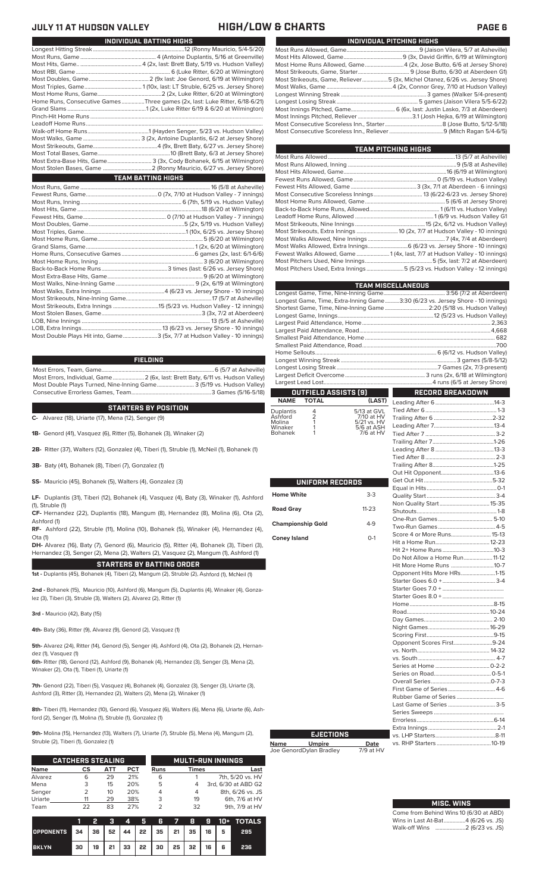# JULY 11 AT HUDSON VALLEY — HIGH/LOW & CHARTS

## INDIVIDUAL BATTING HIGHS

| | |
|---|---|
| Longest Hitting Streak | 12 (Ronny Mauricio, 5/4-5/20) |
| Most Runs, Game | 4 (Antoine Duplantis, 5/16 at Greenville) |
| Most Hits, Game | 4 (2x, last: Brett Baty, 5/19 vs. Hudson Valley) |
| Most RBI, Game | 6 (Luke Ritter, 6/20 at Wilmington) |
| Most Doubles, Game | 2 (9x last: Joe Genord, 6/19 at Wilmington) |
| Most Triples, Game | 1 (10x, last: LT Struble, 6/25 vs. Jersey Shore) |
| Most Home Runs, Game | 2 (2x, Luke Ritter, 6/20 at Wilmington) |
| Home Runs, Consecutive Games | Three games (2x, last: Luke Ritter, 6/18-6/21) |
| Grand Slams | 1 (2x, Luke Ritter 6/19 & 6/20 at Wilmington) |
| Pinch-Hit Home Runs | |
| Leadoff Home Runs | |
| Walk-off Home Runs | 1 (Hayden Senger, 5/23 vs. Hudson Valley) |
| Most Walks, Game | 3 (2x, Antoine Duplantis, 6/2 at Jersey Shore) |
| Most Strikeouts, Game | 4 (9x, Brett Baty, 6/27 vs. Jersey Shore) |
| Most Total Bases, Game | 10 (Brett Baty, 6/3 at Jersey Shore) |
| Most Extra-Base Hits, Game | 3 (3x, Cody Bohanek, 6/15 at Wilmington) |
| Most Stolen Bases, Game | 2 (Ronny Mauricio, 6/27 vs. Jersey Shore) |

## TEAM BATTING HIGHS

| | |
|---|---|
| Most Runs, Game | 16 (5/8 at Asheville) |
| Fewest Runs, Game | 0 (7x, 7/10 at Hudson Valley - 7 innings) |
| Most Runs, Inning | 6 (7th, 5/19 vs. Hudson Valley) |
| Most Hits, Game | 18 (6/20 at Wilmington) |
| Fewest Hits, Game | 0 (7/10 at Hudson Valley - 7 innings) |
| Most Doubles, Game | 5 (2x, 5/19 vs. Hudson Valley) |
| Most Triples, Game | 1 (10x, 6/25 vs. Jersey Shore) |
| Most Home Runs, Game | 5 (6/20 at Wilmington) |
| Grand Slams, Game | 1 (2x, 6/20 at Wilmington) |
| Home Runs, Consecutive Games | 6 games (2x, last: 6/1-6/6) |
| Most Home Runs, Inning | 3 (6/20 at Wilmington) |
| Back-to-Back Home Runs | 3 times (last: 6/26 vs. Jersey Shore) |
| Most Extra-Base Hits, Game | 9 (6/20 at Wilmington) |
| Most Walks, Nine-Inning Game | 9 (2x, 6/19 at Wilmington) |
| Most Walks, Extra Innings | 4 (6/23 vs. Jersey Shore - 10 innings) |
| Most Strikeouts, Nine-Inning Game | 17 (5/7 at Asheville) |
| Most Strikeouts, Extra Innings | 15 (5/23 vs. Hudson Valley - 12 innings) |
| Most Stolen Bases, Game | 3 (3x, 7/2 at Aberdeen) |
| LOB, Nine Innings | 13 (5/5 at Asheville) |
| LOB, Extra Innings | 13 (6/23 vs. Jersey Shore - 10 innings) |
| Most Double Plays Hit into, Game | 3 (5x, 7/7 at Hudson Valley - 10 innings) |

## FIELDING

| | |
|---|---|
| Most Errors, Team, Game | 6 (5/7 at Asheville) |
| Most Errors, Individual, Game | 2 (6x, last: Brett Baty, 6/11 vs. Hudson Valley) |
| Most Double Plays Turned, Nine-Inning Game | 3 (5/19 vs. Hudson Valley) |
| Consecutive Errorless Games, Team | 3 Games (5/16-5/18) |

## STARTERS BY POSITION

**C-** Alvarez (18), Uriarte (17), Mena (12), Senger (9)

**1B-** Genord (41), Vasquez (6), Ritter (5), Bohanek (3), Winaker (2)

**2B-** Ritter (37), Walters (12), Gonzalez (4), Tiberi (1), Struble (1), McNeil (1), Bohanek (1)

**3B-** Baty (41), Bohanek (8), Tiberi (7), Gonzalez (1)

**SS-** Mauricio (45), Bohanek (5), Walters (4), Gonzalez (3)

**LF-** Duplantis (31), Tiberi (12), Bohanek (4), Vasquez (4), Baty (3), Winaker (1), Ashford (1), Struble (1)

**CF-** Hernandez (22), Duplantis (18), Mangum (8), Hernandez (8), Molina (6), Ota (2), Ashford (1)

**RF-** Ashford (22), Struble (11), Molina (10), Bohanek (5), Winaker (4), Hernandez (4), Ota (1)

**DH-** Alvarez (16), Baty (7), Genord (6), Mauricio (5), Ritter (4), Bohanek (3), Tiberi (3), Hernandez (3), Senger (2), Mena (2), Walters (2), Vasquez (2), Mangum (1), Ashford (1)

## STARTERS BY BATTING ORDER

**1st -** Duplantis (45), Bohanek (4), Tiberi (2), Mangum (2), Struble (2), Ashford (1), McNeil (1)

**2nd -** Bohanek (15), Mauricio (10), Ashford (6), Mangum (5), Duplantis (4), Winaker (4), Gonzalez (3), Tiberi (3), Struble (3), Walters (2), Alvarez (2), Ritter (1)

**3rd -** Mauricio (42), Baty (15)

**4th-** Baty (36), Ritter (9), Alvarez (9), Genord (2), Vasquez (1)

**5th-** Alvarez (24), Ritter (14), Genord (5), Senger (4), Ashford (4), Ota (2), Bohanek (2), Hernandez (1), Vasquez (1)

**6th-** Ritter (18), Genord (12), Ashford (9), Bohanek (4), Hernandez (3), Senger (3), Mena (2), Winaker (2), Ota (1), Tiberi (1), Uriarte (1)

**7th-** Genord (22), Tiberi (5), Vasquez (4), Bohanek (4), Gonzalez (3), Senger (3), Uriarte (3), Ashford (3), Ritter (3), Hernandez (2), Walters (2), Mena (2), Winaker (1)

**8th-** Tiberi (11), Hernandez (10), Genord (6), Vasquez (6), Walters (6), Mena (6), Uriarte (6), Ashford (2), Senger (1), Molina (1), Struble (1), Gonzalez (1)

**9th-** Molina (15), Hernandez (13), Walters (7), Uriarte (7), Struble (5), Mena (4), Mangum (2), Struble (2), Tiberi (2), Gonzalez (1)

## CATCHERS STEALING

| Name | CS | ATT | PCT |
|---|---|---|---|
| Alvarez | 6 | 29 | 21% |
| Mena | 3 | 15 | 20% |
| Senger | 2 | 10 | 20% |
| Uriarte | 11 | 29 | 38% |
| Team | 22 | 83 | 27% |

## MULTI-RUN INNINGS

| Runs | Times | Last |
|---|---|---|
| 6 | 1 | 7th, 5/20 vs. HV |
| 5 | 4 | 3rd, 6/30 at ABD G2 |
| 4 | 4 | 8th, 6/26 vs. JS |
| 3 | 19 | 6th, 7/6 at HV |
| 2 | 32 | 9th, 7/9 at HV |

| | 1 | 2 | 3 | 4 | 5 | 6 | 7 | 8 | 9 | 10+ | TOTALS |
|---|---|---|---|---|---|---|---|---|---|---|---|
| OPPONENTS | 34 | 36 | 52 | 44 | 22 | 35 | 21 | 35 | 16 | 5 | 295 |
| BKLYN | 30 | 19 | 21 | 33 | 22 | 30 | 25 | 32 | 16 | 6 | 236 |

## INDIVIDUAL PITCHING HIGHS

| | |
|---|---|
| Most Runs Allowed, Game | 9 (Jaison Vilera, 5/7 at Asheville) |
| Most Hits Allowed, Game | 9 (3x, David Griffin, 6/19 at Wilmington) |
| Most Home Runs Allowed, Game | 4 (2x, Jose Butto, 6/6 at Jersey Shore) |
| Most Strikeouts, Game, Starter | 9 (Jose Butto, 6/30 at Aberdeen G1) |
| Most Strikeouts, Game, Reliever | 5 (3x, Michel Otanez, 6/26 vs. Jersey Shore) |
| Most Walks, Game | 4 (2x, Connor Grey, 7/10 at Hudson Valley) |
| Longest Winning Streak | 3 games (Walker 5/4-present) |
| Longest Losing Streak | 5 games (Jaison Vilera 5/5-6/22) |
| Most Innings Pitched, Game | 6 (6x, last: Justin Lasko, 7/3 at Aberdeen) |
| Most Innings Pitched, Reliever | 3.1 (Josh Hejka, 6/19 at Wilmington) |
| Most Consecutive Scoreless Inn., Starter | 8 (Jose Butto, 5/12-5/18) |
| Most Consecutive Scoreless Inn., Reliever | 9 (Mitch Ragan 5/4-6/5) |

## TEAM PITCHING HIGHS

| | |
|---|---|
| Most Runs Allowed | 13 (5/7 at Asheville) |
| Most Runs Allowed, Inning | 9 (5/8 at Asheville) |
| Most Hits Allowed, Game | 16 (6/19 at Wilmington) |
| Fewest Runs Allowed, Game | 0 (5/19 vs. Hudson Valley) |
| Fewest Hits Allowed, Game | 3 (3x, 7/1 at Aberdeen - 6 innings) |
| Most Consecutive Scoreless Innings | 13 (6/22-6/23 vs. Jersey Shore) |
| Most Home Runs Allowed, Game | 5 (6/6 at Jersey Shore) |
| Back-to-Back Home Runs, Allowed | 1 (6/11 vs. Hudson Valley) |
| Leadoff Home Runs, Allowed | 1 (6/9 vs. Hudson Valley G1 |
| Most Strikeouts, Nine Innings | 15 (2x, 6/12 vs. Hudson Valley) |
| Most Strikeouts, Extra Innings | 10 (2x, 7/7 at Hudson Valley - 10 innings) |
| Most Walks Allowed, Nine Innings | 7 (4x, 7/4 at Aberdeen) |
| Most Walks Allowed, Extra Innings | 6 (6/23 vs. Jersey Shore - 10 innings) |
| Fewest Walks Allowed, Game | 1 (4x, last, 7/7 at Hudson Valley - 10 innings) |
| Most Pitchers Used, Nine Innings | 5 (5x, last: 7/2 at Aberdeen) |
| Most Pitchers Used, Extra Innings | 5 (5/23 vs. Hudson Valley - 12 innings) |

## TEAM MISCELLANEOUS

| | |
|---|---|
| Longest Game, Time, Nine-Inning Game | 3:56 (7/2 at Aberdeen) |
| Longest Game, Time, Extra-Inning Game | 3:30 (6/23 vs. Jersey Shore - 10 innings) |
| Shortest Game, Time, Nine-Inning Game | 2:20 (5/18 vs. Hudson Valley) |
| Longest Game, Innings | 12 (5/23 vs. Hudson Valley) |
| Largest Paid Attendance, Home | 2,363 |
| Largest Paid Attendance, Road | 4,668 |
| Smallest Paid Attendance, Home | 682 |
| Smallest Paid Attendance, Road | 700 |
| Home Sellouts | 6 (6/12 vs. Hudson Valley) |
| Longest Winning Streak | 3 games (5/8-5/12) |
| Longest Losing Streak | 7 Games (2x, 7/3-present) |
| Largest Deficit Overcome | 3 runs (2x, 6/18 at Wilmington) |
| Largest Lead Lost | 4 runs (6/5 at Jersey Shore) |

## OUTFIELD ASSISTS (9)

| NAME | TOTAL | (LAST) |
|---|---|---|
| Duplantis | 4 | 5/13 at GVL |
| Ashford | 2 | 7/10 at HV |
| Molina | 1 | 5/21 vs. HV |
| Winaker | 1 | 5/6 at ASH |
| Bohanek | 1 | 7/6 at HV |

## UNIFORM RECORDS

| | |
|---|---|
| Home White | 3-3 |
| Road Gray | 11-23 |
| Championship Gold | 4-9 |
| Coney Island | 0-1 |

## RECORD BREAKDOWN

| | |
|---|---|
| Leading After 6 | 14-3 |
| Tied After 6 | 1-3 |
| Trailing After 6 | 2-32 |
| Leading After 7 | 13-4 |
| Tied After 7 | 3-2 |
| Trailing After 7 | 1-26 |
| Leading After 8 | 13-3 |
| Tied After 8 | 2-3 |
| Trailing After 8 | 1-25 |
| Out Hit Opponent | 13-6 |
| Get Out Hit | 5-32 |
| Equal in Hits | 0-1 |
| Quality Start | 3-4 |
| Non Quality Start | 15-35 |
| Shutouts | 1-8 |
| One-Run Games | 5-10 |
| Two-Run Games | 4-5 |
| Score 4 or More Runs | 15-13 |
| Hit a Home Run | 12-23 |
| Hit 2+ Home Runs | 10-3 |
| Do Not Allow a Home Run | 11-12 |
| Hit More Home Runs | 10-7 |
| Opponent Hits More HRs | 1-15 |
| Starter Goes 6.0 + | 3-4 |
| Starter Goes 7.0 + | |
| Starter Goes 8.0 + | |
| Home | 8-15 |
| Road | 10-24 |
| Day Games | 2-10 |
| Night Games | 16-29 |
| Scoring First | 9-15 |
| Opponent Scores First | 9-24 |
| vs. North | 14-32 |
| vs. South | 4-7 |
| Series at Home | 0-2-2 |
| Series on Road | 0-5-1 |
| Overall Series | 0-7-3 |
| First Game of Series | 4-6 |
| Rubber Game of Series | |
| Last Game of Series | 3-5 |
| Series Sweeps | |
| Errorless | 6-14 |
| Extra Innings | 2-1 |
| vs. LHP Starters | 8-11 |
| vs. RHP Starters | 10-19 |

## EJECTIONS

| Name | Umpire | Date |
|---|---|---|
| Joe Genord | Dylan Bradley | 7/9 at HV |

## MISC. WINS

| | |
|---|---|
| Come from Behind Wins | 10 (6/30 at ABD) |
| Wins in Last At-Bat | 4 (6/26 vs. JS) |
| Walk-off Wins | 2 (6/23 vs. JS) |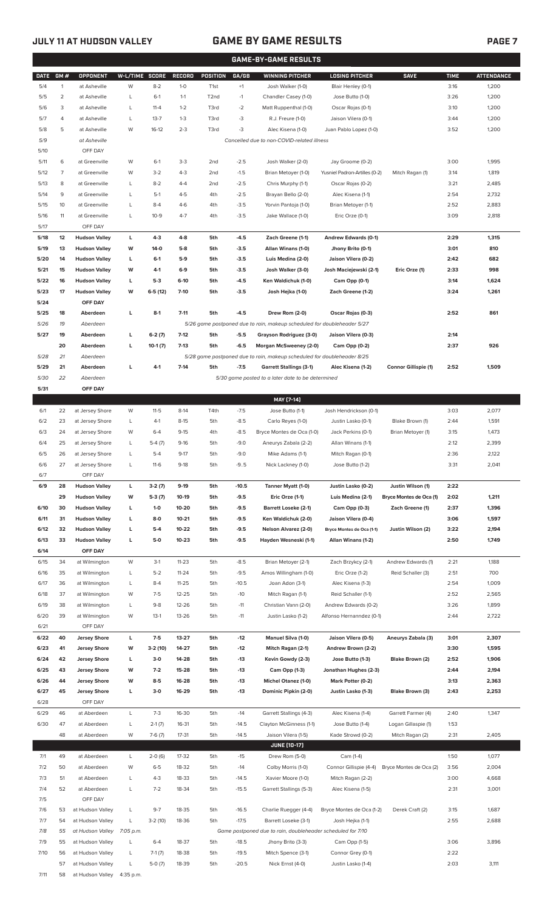# GAME BY GAME RESULTS

## GAME-BY-GAME RESULTS

| DATE | GM # | OPPONENT | W-L/TIME | SCORE | RECORD | POSITION | GA/GB | WINNING PITCHER | LOSING PITCHER | SAVE | TIME | ATTENDANCE |
|---|---|---|---|---|---|---|---|---|---|---|---|---|
| 5/4 | 1 | at Asheville | W | 8-2 | 1-0 | T1st | +1 | Josh Walker (1-0) | Blair Henley (0-1) | | 3:16 | 1,200 |
| 5/5 | 2 | at Asheville | L | 6-1 | 1-1 | T2nd | -1 | Chandler Casey (1-0) | Jose Butto (1-0) | | 3:26 | 1,200 |
| 5/6 | 3 | at Asheville | L | 11-4 | 1-2 | T3rd | -2 | Matt Ruppenthal (1-0) | Oscar Rojas (0-1) | | 3:10 | 1,200 |
| 5/7 | 4 | at Asheville | L | 13-7 | 1-3 | T3rd | -3 | R.J. Freure (1-0) | Jaison Vilera (0-1) | | 3:44 | 1,200 |
| 5/8 | 5 | at Asheville | W | 16-12 | 2-3 | T3rd | -3 | Alec Kisena (1-0) | Juan Pablo Lopez (1-0) | | 3:52 | 1,200 |
| 5/9 | | at Asheville | | | | | | Cancelled due to non-COVID-related illness | | | | |
| 5/10 | | OFF DAY | | | | | | | | | | |
| 5/11 | 6 | at Greenville | W | 6-1 | 3-3 | 2nd | -2.5 | Josh Walker (2-0) | Jay Groome (0-2) | | 3:00 | 1,995 |
| 5/12 | 7 | at Greenville | W | 3-2 | 4-3 | 2nd | -1.5 | Brian Metoyer (1-0) | Yusniel Padron-Artilles (0-2) | Mitch Ragan (1) | 3:14 | 1,819 |
| 5/13 | 8 | at Greenville | L | 8-2 | 4-4 | 2nd | -2.5 | Chris Murphy (1-1) | Oscar Rojas (0-2) | | 3:21 | 2,485 |
| 5/14 | 9 | at Greenville | L | 5-1 | 4-5 | 4th | -2.5 | Brayan Bello (2-0) | Alec Kisena (1-1) | | 2:54 | 2,732 |
| 5/15 | 10 | at Greenville | L | 8-4 | 4-6 | 4th | -3.5 | Yorvin Pantoja (1-0) | Brian Metoyer (1-1) | | 2:52 | 2,883 |
| 5/16 | 11 | at Greenville | L | 10-9 | 4-7 | 4th | -3.5 | Jake Wallace (1-0) | Eric Orze (0-1) | | 3:09 | 2,818 |
| 5/17 | | OFF DAY | | | | | | | | | | |
| **5/18** | **12** | **Hudson Valley** | **L** | **4-3** | **4-8** | **5th** | **-4.5** | **Zach Greene (1-1)** | **Andrew Edwards (0-1)** | | **2:29** | **1,315** |
| **5/19** | **13** | **Hudson Valley** | **W** | **14-0** | **5-8** | **5th** | **-3.5** | **Allan Winans (1-0)** | **Jhony Brito (0-1)** | | **3:01** | **810** |
| **5/20** | **14** | **Hudson Valley** | **L** | **6-1** | **5-9** | **5th** | **-3.5** | **Luis Medina (2-0)** | **Jaison Vilera (0-2)** | | **2:42** | **682** |
| **5/21** | **15** | **Hudson Valley** | **W** | **4-1** | **6-9** | **5th** | **-3.5** | **Josh Walker (3-0)** | **Josh Maciejewski (2-1)** | **Eric Orze (1)** | **2:33** | **998** |
| **5/22** | **16** | **Hudson Valley** | **L** | **5-3** | **6-10** | **5th** | **-4.5** | **Ken Waldichuk (1-0)** | **Cam Opp (0-1)** | | **3:14** | **1,624** |
| **5/23** | **17** | **Hudson Valley** | **W** | **6-5 (12)** | **7-10** | **5th** | **-3.5** | **Josh Hejka (1-0)** | **Zach Greene (1-2)** | | **3:24** | **1,261** |
| **5/24** | | **OFF DAY** | | | | | | | | | | |
| **5/25** | **18** | **Aberdeen** | **L** | **8-1** | **7-11** | **5th** | **-4.5** | **Drew Rom (2-0)** | **Oscar Rojas (0-3)** | | **2:52** | **861** |
| *5/26* | *19* | *Aberdeen* | | | | | | *5/26 game postponed due to rain, makeup scheduled for doubleheader 5/27* | | | | |
| **5/27** | **19** | **Aberdeen** | **L** | **6-2 (7)** | **7-12** | **5th** | **-5.5** | **Grayson Rodriguez (3-0)** | **Jaison Vilera (0-3)** | | **2:14** | |
| | **20** | **Aberdeen** | **L** | **10-1 (7)** | **7-13** | **5th** | **-6.5** | **Morgan McSweeney (2-0)** | **Cam Opp (0-2)** | | **2:37** | **926** |
| *5/28* | *21* | *Aberdeen* | | | | | | *5/28 game postponed due to rain, makeup scheduled for doubleheader 8/25* | | | | |
| **5/29** | **21** | **Aberdeen** | **L** | **4-1** | **7-14** | **5th** | **-7.5** | **Garrett Stallings (3-1)** | **Alec Kisena (1-2)** | **Connor Gillispie (1)** | **2:52** | **1,509** |
| *5/30* | *22* | *Aberdeen* | | | | | | *5/30 game posted to a later date to be determined* | | | | |
| **5/31** | | **OFF DAY** | | | | | | | | | | |
| | | | | | | | | **MAY [7-14]** | | | | |
| 6/1 | 22 | at Jersey Shore | W | 11-5 | 8-14 | T4th | -7.5 | Jose Butto (1-1) | Josh Hendrickson (0-1) | | 3:03 | 2,077 |
| 6/2 | 23 | at Jersey Shore | L | 4-1 | 8-15 | 5th | -8.5 | Carlo Reyes (1-0) | Justin Lasko (0-1) | Blake Brown (1) | 2:44 | 1,591 |
| 6/3 | 24 | at Jersey Shore | W | 6-4 | 9-15 | 4th | -8.5 | Bryce Montes de Oca (1-0) | Jack Perkins (0-1) | Brian Metoyer (1) | 3:15 | 1,473 |
| 6/4 | 25 | at Jersey Shore | L | 5-4 (7) | 9-16 | 5th | -9.0 | Aneurys Zabala (2-2) | Allan Winans (1-1) | | 2:12 | 2,399 |
| 6/5 | 26 | at Jersey Shore | L | 5-4 | 9-17 | 5th | -9.0 | Mike Adams (1-1) | Mitch Ragan (0-1) | | 2:36 | 2,122 |
| 6/6 | 27 | at Jersey Shore | L | 11-6 | 9-18 | 5th | -9..5 | Nick Lackney (1-0) | Jose Butto (1-2) | | 3:31 | 2,041 |
| 6/7 | | OFF DAY | | | | | | | | | | |
| **6/9** | **28** | **Hudson Valley** | **L** | **3-2 (7)** | **9-19** | **5th** | **-10.5** | **Tanner Myatt (1-0)** | **Justin Lasko (0-2)** | **Justin Wilson (1)** | **2:22** | |
| | **29** | **Hudson Valley** | **W** | **5-3 (7)** | **10-19** | **5th** | **-9.5** | **Eric Orze (1-1)** | **Luis Medina (2-1)** | **Bryce Montes de Oca (1)** | **2:02** | **1,211** |
| **6/10** | **30** | **Hudson Valley** | **L** | **1-0** | **10-20** | **5th** | **-9.5** | **Barrett Loseke (2-1)** | **Cam Opp (0-3)** | **Zach Greene (1)** | **2:37** | **1,396** |
| **6/11** | **31** | **Hudson Valley** | **L** | **8-0** | **10-21** | **5th** | **-9.5** | **Ken Waldichuk (2-0)** | **Jaison Vilera (0-4)** | | **3:06** | **1,597** |
| **6/12** | **32** | **Hudson Valley** | **L** | **5-4** | **10-22** | **5th** | **-9.5** | **Nelson Alvarez (2-0)** | **Bryce Montes de Oca (1-1)** | **Justin Wilson (2)** | **3:22** | **2,194** |
| **6/13** | **33** | **Hudson Valley** | **L** | **5-0** | **10-23** | **5th** | **-9.5** | **Hayden Wesneski (1-1)** | **Allan Winans (1-2)** | | **2:50** | **1,749** |
| **6/14** | | **OFF DAY** | | | | | | | | | | |
| 6/15 | 34 | at Wilmington | W | 3-1 | 11-23 | 5th | -8.5 | Brian Metoyer (2-1) | Zach Brzykcy (2-1) | Andrew Edwards (1) | 2:21 | 1,188 |
| 6/16 | 35 | at Wilmington | L | 5-2 | 11-24 | 5th | -9.5 | Amos Willingham (1-0) | Eric Orze (1-2) | Reid Schaller (3) | 2:51 | 700 |
| 6/17 | 36 | at Wilmington | L | 8-4 | 11-25 | 5th | -10.5 | Joan Adon (3-1) | Alec Kisena (1-3) | | 2:54 | 1,009 |
| 6/18 | 37 | at Wilmington | W | 7-5 | 12-25 | 5th | -10 | Mitch Ragan (1-1) | Reid Schaller (1-1) | | 2:52 | 2,565 |
| 6/19 | 38 | at Wilmington | L | 9-8 | 12-26 | 5th | -11 | Christian Vann (2-0) | Andrew Edwards (0-2) | | 3:26 | 1,899 |
| 6/20 | 39 | at Wilmington | W | 13-1 | 13-26 | 5th | -11 | Justin Lasko (1-2) | Alfonso Hernanndez (0-1) | | 2:44 | 2,722 |
| 6/21 | | OFF DAY | | | | | | | | | | |
| **6/22** | **40** | **Jersey Shore** | **L** | **7-5** | **13-27** | **5th** | **-12** | **Manuel Silva (1-0)** | **Jaison Vilera (0-5)** | **Aneurys Zabala (3)** | **3:01** | **2,307** |
| **6/23** | **41** | **Jersey Shore** | **W** | **3-2 (10)** | **14-27** | **5th** | **-12** | **Mitch Ragan (2-1)** | **Andrew Brown (2-2)** | | **3:30** | **1,595** |
| **6/24** | **42** | **Jersey Shore** | **L** | **3-0** | **14-28** | **5th** | **-13** | **Kevin Gowdy (2-3)** | **Jose Butto (1-3)** | **Blake Brown (2)** | **2:52** | **1,906** |
| **6/25** | **43** | **Jersey Shore** | **W** | **7-2** | **15-28** | **5th** | **-13** | **Cam Opp (1-3)** | **Jonathan Hughes (2-3)** | | **2:44** | **2,194** |
| **6/26** | **44** | **Jersey Shore** | **W** | **8-5** | **16-28** | **5th** | **-13** | **Michel Otanez (1-0)** | **Mark Potter (0-2)** | | **3:13** | **2,363** |
| **6/27** | **45** | **Jersey Shore** | **L** | **3-0** | **16-29** | **5th** | **-13** | **Dominic Pipkin (2-0)** | **Justin Lasko (1-3)** | **Blake Brown (3)** | **2:43** | **2,253** |
| 6/28 | | OFF DAY | | | | | | | | | | |
| 6/29 | 46 | at Aberdeen | L | 7-3 | 16-30 | 5th | -14 | Garrett Stallings (4-3) | Alec Kisena (1-4) | Garrett Farmer (4) | 2:40 | 1,347 |
| 6/30 | 47 | at Aberdeen | L | 2-1 (7) | 16-31 | 5th | -14.5 | Clayton McGinness (1-1) | Jose Butto (1-4) | Logan Gillaspie (1) | 1:53 | |
| | 48 | at Aberdeen | W | 7-6 (7) | 17-31 | 5th | -14.5 | Jaison Vilera (1-5) | Kade Strowd (0-2) | Mitch Ragan (2) | 2:31 | 2,405 |
| | | | | | | | | **JUNE [10-17]** | | | | |
| 7/1 | 49 | at Aberdeen | L | 2-0 (6) | 17-32 | 5th | -15 | Drew Rom (5-0) | Cam (1-4) | | 1:50 | 1,077 |
| 7/2 | 50 | at Aberdeen | W | 6-5 | 18-32 | 5th | -14 | Colby Morris (1-0) | Connor Gillispie (4-4) | Bryce Montes de Oca (2) | 3:56 | 2,004 |
| 7/3 | 51 | at Aberdeen | L | 4-3 | 18-33 | 5th | -14.5 | Xavier Moore (1-0) | Mitch Ragan (2-2) | | 3:00 | 4,668 |
| 7/4 | 52 | at Aberdeen | L | 7-2 | 18-34 | 5th | -15.5 | Garrett Stallings (5-3) | Alec Kisena (1-5) | | 2:31 | 3,001 |
| 7/5 | | OFF DAY | | | | | | | | | | |
| 7/6 | 53 | at Hudson Valley | L | 9-7 | 18-35 | 5th | -16.5 | Charlie Ruegger (4-4) | Bryce Montes de Oca (1-2) | Derek Craft (2) | 3:15 | 1,687 |
| 7/7 | 54 | at Hudson Valley | L | 3-2 (10) | 18-36 | 5th | -17.5 | Barrett Loseke (3-1) | Josh Hejka (1-1) | | 2:55 | 2,688 |
| *7/8* | *55* | *at Hudson Valley* | *7:05 p.m.* | | | | | *Game postponed due to rain, doubleheader scheduled for 7/10* | | | | |
| 7/9 | 55 | at Hudson Valley | L | 6-4 | 18-37 | 5th | -18.5 | Jhony Brito (3-3) | Cam Opp (1-5) | | 3:06 | 3,896 |
| 7/10 | 56 | at Hudson Valley | L | 7-1 (7) | 18-38 | 5th | -19.5 | Mitch Spence (3-1) | Connor Grey (0-1) | | 2:22 | |
| | 57 | at Hudson Valley | L | 5-0 (7) | 18-39 | 5th | -20.5 | Nick Ernst (4-0) | Justin Lasko (1-4) | | 2:03 | 3,111 |
| 7/11 | 58 | at Hudson Valley | 4:35 p.m. | | | | | | | | | |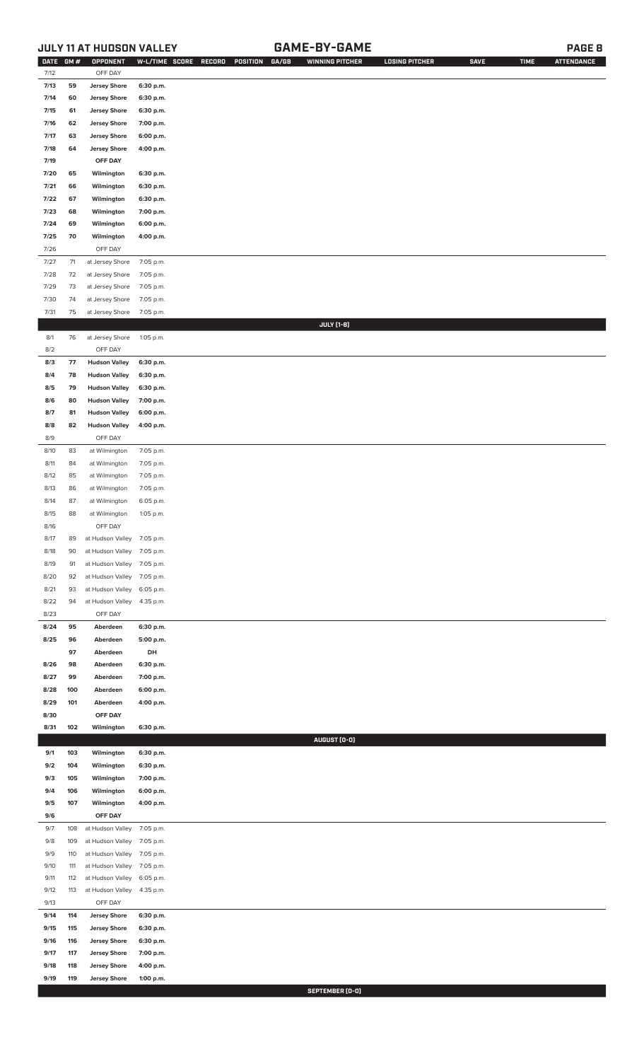## JULY 11 AT HUDSON VALLEY — GAME-BY-GAME

| DATE | GM # | OPPONENT | W-L/TIME | SCORE | RECORD | POSITION | GA/GB | WINNING PITCHER | LOSING PITCHER | SAVE | TIME | ATTENDANCE |
|---|---|---|---|---|---|---|---|---|---|---|---|---|
| 7/12 | | OFF DAY | | | | | | | | | | |
| 7/13 | 59 | Jersey Shore | 6:30 p.m. | | | | | | | | | |
| 7/14 | 60 | Jersey Shore | 6:30 p.m. | | | | | | | | | |
| 7/15 | 61 | Jersey Shore | 6:30 p.m. | | | | | | | | | |
| 7/16 | 62 | Jersey Shore | 7:00 p.m. | | | | | | | | | |
| 7/17 | 63 | Jersey Shore | 6:00 p.m. | | | | | | | | | |
| 7/18 | 64 | Jersey Shore | 4:00 p.m. | | | | | | | | | |
| 7/19 | | OFF DAY | | | | | | | | | | |
| 7/20 | 65 | Wilmington | 6:30 p.m. | | | | | | | | | |
| 7/21 | 66 | Wilmington | 6:30 p.m. | | | | | | | | | |
| 7/22 | 67 | Wilmington | 6:30 p.m. | | | | | | | | | |
| 7/23 | 68 | Wilmington | 7:00 p.m. | | | | | | | | | |
| 7/24 | 69 | Wilmington | 6:00 p.m. | | | | | | | | | |
| 7/25 | 70 | Wilmington | 4:00 p.m. | | | | | | | | | |
| 7/26 | | OFF DAY | | | | | | | | | | |
| 7/27 | 71 | at Jersey Shore | 7:05 p.m. | | | | | | | | | |
| 7/28 | 72 | at Jersey Shore | 7:05 p.m. | | | | | | | | | |
| 7/29 | 73 | at Jersey Shore | 7:05 p.m. | | | | | | | | | |
| 7/30 | 74 | at Jersey Shore | 7:05 p.m. | | | | | | | | | |
| 7/31 | 75 | at Jersey Shore | 7:05 p.m. | | | | | | | | | |
| | | | | | | | | **JULY (1-8)** | | | | |
| 8/1 | 76 | at Jersey Shore | 1:05 p.m. | | | | | | | | | |
| 8/2 | | OFF DAY | | | | | | | | | | |
| 8/3 | 77 | Hudson Valley | 6:30 p.m. | | | | | | | | | |
| 8/4 | 78 | Hudson Valley | 6:30 p.m. | | | | | | | | | |
| 8/5 | 79 | Hudson Valley | 6:30 p.m. | | | | | | | | | |
| 8/6 | 80 | Hudson Valley | 7:00 p.m. | | | | | | | | | |
| 8/7 | 81 | Hudson Valley | 6:00 p.m. | | | | | | | | | |
| 8/8 | 82 | Hudson Valley | 4:00 p.m. | | | | | | | | | |
| 8/9 | | OFF DAY | | | | | | | | | | |
| 8/10 | 83 | at Wilmington | 7:05 p.m. | | | | | | | | | |
| 8/11 | 84 | at Wilmington | 7:05 p.m. | | | | | | | | | |
| 8/12 | 85 | at Wilmington | 7:05 p.m. | | | | | | | | | |
| 8/13 | 86 | at Wilmington | 7:05 p.m. | | | | | | | | | |
| 8/14 | 87 | at Wilmington | 6:05 p.m. | | | | | | | | | |
| 8/15 | 88 | at Wilmington | 1:05 p.m. | | | | | | | | | |
| 8/16 | | OFF DAY | | | | | | | | | | |
| 8/17 | 89 | at Hudson Valley | 7:05 p.m. | | | | | | | | | |
| 8/18 | 90 | at Hudson Valley | 7:05 p.m. | | | | | | | | | |
| 8/19 | 91 | at Hudson Valley | 7:05 p.m. | | | | | | | | | |
| 8/20 | 92 | at Hudson Valley | 7:05 p.m. | | | | | | | | | |
| 8/21 | 93 | at Hudson Valley | 6:05 p.m. | | | | | | | | | |
| 8/22 | 94 | at Hudson Valley | 4:35 p.m. | | | | | | | | | |
| 8/23 | | OFF DAY | | | | | | | | | | |
| 8/24 | 95 | Aberdeen | 6:30 p.m. | | | | | | | | | |
| 8/25 | 96 | Aberdeen | 5:00 p.m. | | | | | | | | | |
| | 97 | Aberdeen | DH | | | | | | | | | |
| 8/26 | 98 | Aberdeen | 6:30 p.m. | | | | | | | | | |
| 8/27 | 99 | Aberdeen | 7:00 p.m. | | | | | | | | | |
| 8/28 | 100 | Aberdeen | 6:00 p.m. | | | | | | | | | |
| 8/29 | 101 | Aberdeen | 4:00 p.m. | | | | | | | | | |
| 8/30 | | OFF DAY | | | | | | | | | | |
| 8/31 | 102 | Wilmington | 6:30 p.m. | | | | | | | | | |
| | | | | | | | | **AUGUST (0-0)** | | | | |
| 9/1 | 103 | Wilmington | 6:30 p.m. | | | | | | | | | |
| 9/2 | 104 | Wilmington | 6:30 p.m. | | | | | | | | | |
| 9/3 | 105 | Wilmington | 7:00 p.m. | | | | | | | | | |
| 9/4 | 106 | Wilmington | 6:00 p.m. | | | | | | | | | |
| 9/5 | 107 | Wilmington | 4:00 p.m. | | | | | | | | | |
| 9/6 | | OFF DAY | | | | | | | | | | |
| 9/7 | 108 | at Hudson Valley | 7:05 p.m. | | | | | | | | | |
| 9/8 | 109 | at Hudson Valley | 7:05 p.m. | | | | | | | | | |
| 9/9 | 110 | at Hudson Valley | 7:05 p.m. | | | | | | | | | |
| 9/10 | 111 | at Hudson Valley | 7:05 p.m. | | | | | | | | | |
| 9/11 | 112 | at Hudson Valley | 6:05 p.m. | | | | | | | | | |
| 9/12 | 113 | at Hudson Valley | 4:35 p.m. | | | | | | | | | |
| 9/13 | | OFF DAY | | | | | | | | | | |
| 9/14 | 114 | Jersey Shore | 6:30 p.m. | | | | | | | | | |
| 9/15 | 115 | Jersey Shore | 6:30 p.m. | | | | | | | | | |
| 9/16 | 116 | Jersey Shore | 6:30 p.m. | | | | | | | | | |
| 9/17 | 117 | Jersey Shore | 7:00 p.m. | | | | | | | | | |
| 9/18 | 118 | Jersey Shore | 4:00 p.m. | | | | | | | | | |
| 9/19 | 119 | Jersey Shore | 1:00 p.m. | | | | | | | | | |
| | | | | | | | | **SEPTEMBER (0-0)** | | | | |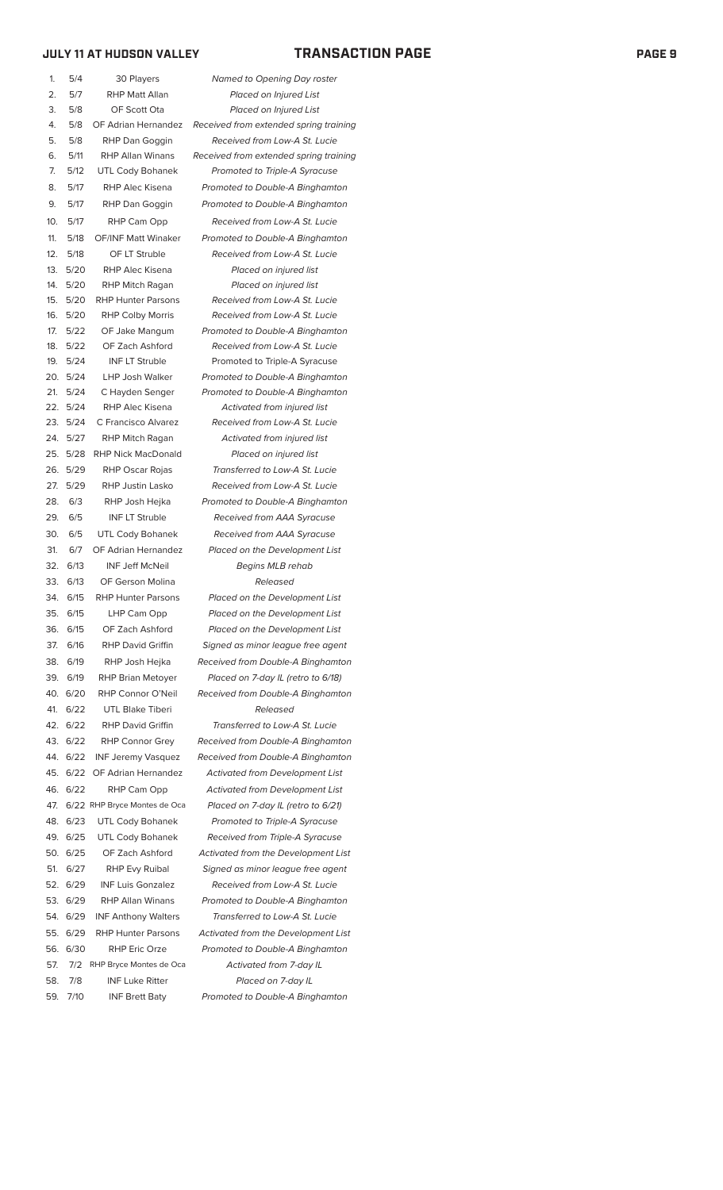## TRANSACTION PAGE

| | | | |
|---|---|---|---|
| 1. | 5/4 | 30 Players | *Named to Opening Day roster* |
| 2. | 5/7 | RHP Matt Allan | *Placed on Injured List* |
| 3. | 5/8 | OF Scott Ota | *Placed on Injured List* |
| 4. | 5/8 | OF Adrian Hernandez | *Received from extended spring training* |
| 5. | 5/8 | RHP Dan Goggin | *Received from Low-A St. Lucie* |
| 6. | 5/11 | RHP Allan Winans | *Received from extended spring training* |
| 7. | 5/12 | UTL Cody Bohanek | *Promoted to Triple-A Syracuse* |
| 8. | 5/17 | RHP Alec Kisena | *Promoted to Double-A Binghamton* |
| 9. | 5/17 | RHP Dan Goggin | *Promoted to Double-A Binghamton* |
| 10. | 5/17 | RHP Cam Opp | *Received from Low-A St. Lucie* |
| 11. | 5/18 | OF/INF Matt Winaker | *Promoted to Double-A Binghamton* |
| 12. | 5/18 | OF LT Struble | *Received from Low-A St. Lucie* |
| 13. | 5/20 | RHP Alec Kisena | *Placed on injured list* |
| 14. | 5/20 | RHP Mitch Ragan | *Placed on injured list* |
| 15. | 5/20 | RHP Hunter Parsons | *Received from Low-A St. Lucie* |
| 16. | 5/20 | RHP Colby Morris | *Received from Low-A St. Lucie* |
| 17. | 5/22 | OF Jake Mangum | *Promoted to Double-A Binghamton* |
| 18. | 5/22 | OF Zach Ashford | *Received from Low-A St. Lucie* |
| 19. | 5/24 | INF LT Struble | Promoted to Triple-A Syracuse |
| 20. | 5/24 | LHP Josh Walker | *Promoted to Double-A Binghamton* |
| 21. | 5/24 | C Hayden Senger | *Promoted to Double-A Binghamton* |
| 22. | 5/24 | RHP Alec Kisena | *Activated from injured list* |
| 23. | 5/24 | C Francisco Alvarez | *Received from Low-A St. Lucie* |
| 24. | 5/27 | RHP Mitch Ragan | *Activated from injured list* |
| 25. | 5/28 | RHP Nick MacDonald | *Placed on injured list* |
| 26. | 5/29 | RHP Oscar Rojas | *Transferred to Low-A St. Lucie* |
| 27. | 5/29 | RHP Justin Lasko | *Received from Low-A St. Lucie* |
| 28. | 6/3 | RHP Josh Hejka | *Promoted to Double-A Binghamton* |
| 29. | 6/5 | INF LT Struble | *Received from AAA Syracuse* |
| 30. | 6/5 | UTL Cody Bohanek | *Received from AAA Syracuse* |
| 31. | 6/7 | OF Adrian Hernandez | *Placed on the Development List* |
| 32. | 6/13 | INF Jeff McNeil | *Begins MLB rehab* |
| 33. | 6/13 | OF Gerson Molina | *Released* |
| 34. | 6/15 | RHP Hunter Parsons | *Placed on the Development List* |
| 35. | 6/15 | LHP Cam Opp | *Placed on the Development List* |
| 36. | 6/15 | OF Zach Ashford | *Placed on the Development List* |
| 37. | 6/16 | RHP David Griffin | *Signed as minor league free agent* |
| 38. | 6/19 | RHP Josh Hejka | *Received from Double-A Binghamton* |
| 39. | 6/19 | RHP Brian Metoyer | *Placed on 7-day IL (retro to 6/18)* |
| 40. | 6/20 | RHP Connor O'Neil | *Received from Double-A Binghamton* |
| 41. | 6/22 | UTL Blake Tiberi | *Released* |
| 42. | 6/22 | RHP David Griffin | *Transferred to Low-A St. Lucie* |
| 43. | 6/22 | RHP Connor Grey | *Received from Double-A Binghamton* |
| 44. | 6/22 | INF Jeremy Vasquez | *Received from Double-A Binghamton* |
| 45. | 6/22 | OF Adrian Hernandez | *Activated from Development List* |
| 46. | 6/22 | RHP Cam Opp | *Activated from Development List* |
| 47. | 6/22 | RHP Bryce Montes de Oca | *Placed on 7-day IL (retro to 6/21)* |
| 48. | 6/23 | UTL Cody Bohanek | *Promoted to Triple-A Syracuse* |
| 49. | 6/25 | UTL Cody Bohanek | *Received from Triple-A Syracuse* |
| 50. | 6/25 | OF Zach Ashford | *Activated from the Development List* |
| 51. | 6/27 | RHP Evy Ruibal | *Signed as minor league free agent* |
| 52. | 6/29 | INF Luis Gonzalez | *Received from Low-A St. Lucie* |
| 53. | 6/29 | RHP Allan Winans | *Promoted to Double-A Binghamton* |
| 54. | 6/29 | INF Anthony Walters | *Transferred to Low-A St. Lucie* |
| 55. | 6/29 | RHP Hunter Parsons | *Activated from the Development List* |
| 56. | 6/30 | RHP Eric Orze | *Promoted to Double-A Binghamton* |
| 57. | 7/2 | RHP Bryce Montes de Oca | *Activated from 7-day IL* |
| 58. | 7/8 | INF Luke Ritter | *Placed on 7-day IL* |
| 59. | 7/10 | INF Brett Baty | *Promoted to Double-A Binghamton* |